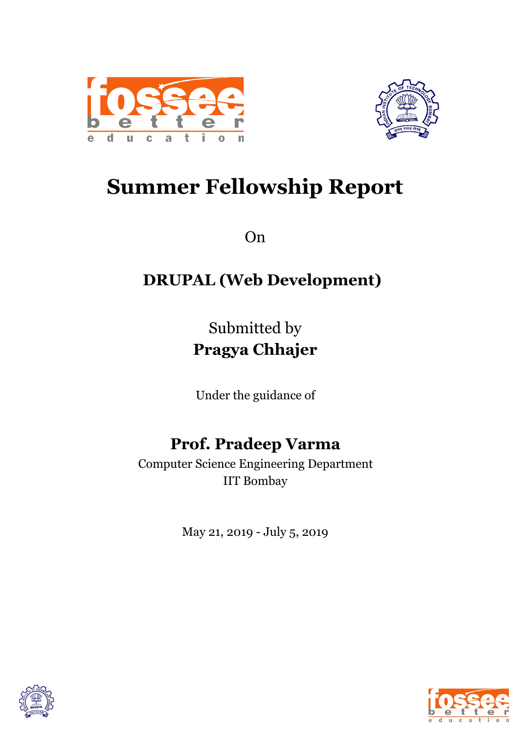# Summer Fellowship Report

On

## DRUPAL (Web Development)

Submitted by

**Pragya Chhajer**

Under the guidance of

## Prof. Pradeep Varma

Computer Science Engineering Department

IIT Bombay

May 21, 2019 - July 5, 2019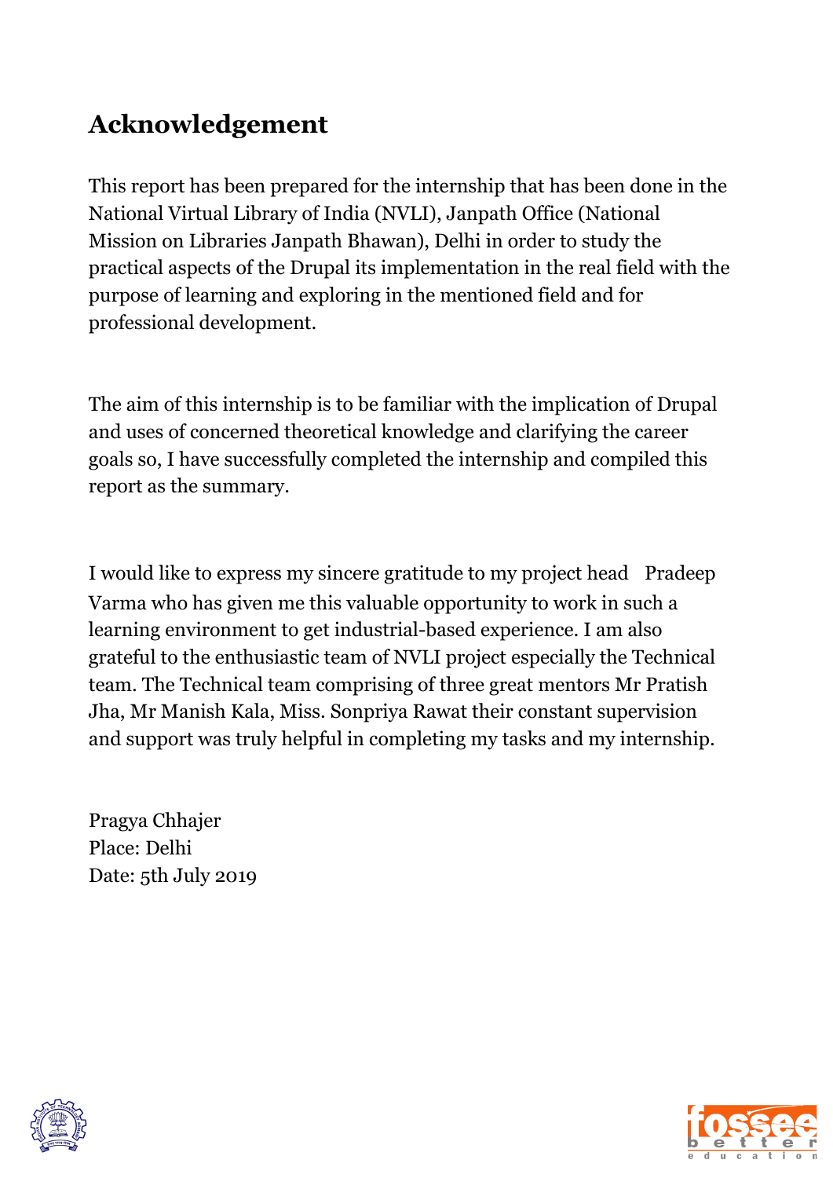# Acknowledgement

This report has been prepared for the internship that has been done in the National Virtual Library of India (NVLI), Janpath Office (National Mission on Libraries Janpath Bhawan), Delhi in order to study the practical aspects of the Drupal its implementation in the real field with the purpose of learning and exploring in the mentioned field and for professional development.

The aim of this internship is to be familiar with the implication of Drupal and uses of concerned theoretical knowledge and clarifying the career goals so, I have successfully completed the internship and compiled this report as the summary.

I would like to express my sincere gratitude to my project head Pradeep Varma who has given me this valuable opportunity to work in such a learning environment to get industrial-based experience. I am also grateful to the enthusiastic team of NVLI project especially the Technical team. The Technical team comprising of three great mentors Mr Pratish Jha, Mr Manish Kala, Miss. Sonpriya Rawat their constant supervision and support was truly helpful in completing my tasks and my internship.

Pragya Chhajer
Place: Delhi
Date: 5th July 2019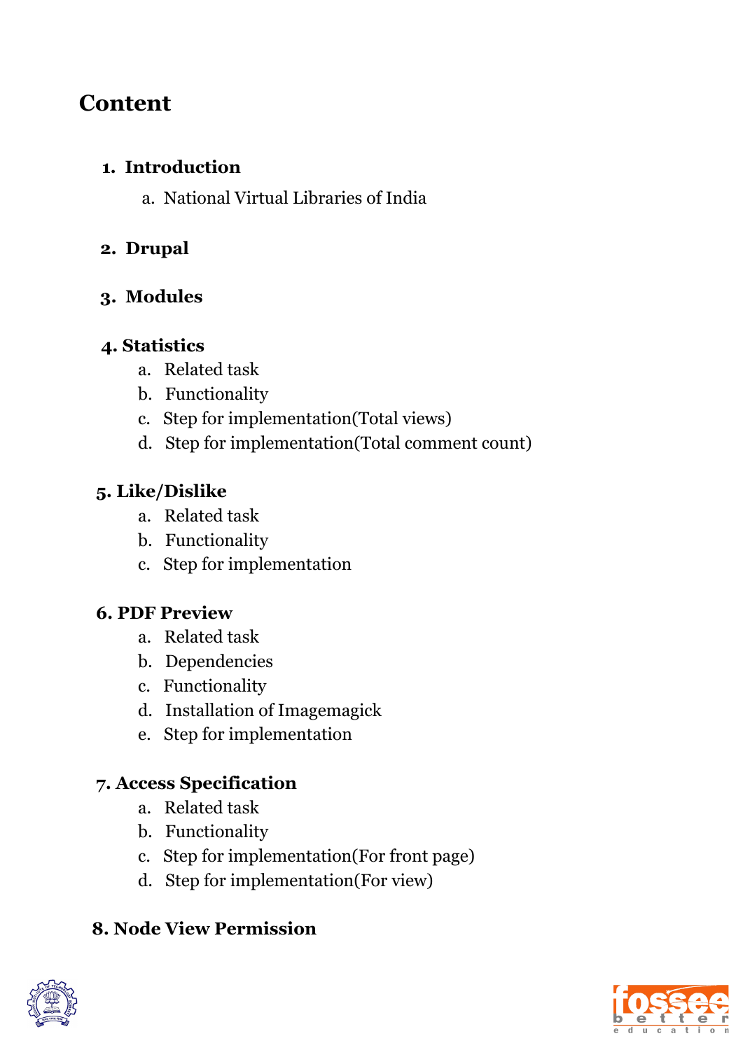# Content

1. **Introduction**
    a. National Virtual Libraries of India

2. **Drupal**

3. **Modules**

4. **Statistics**
    a. Related task
    b. Functionality
    c. Step for implementation(Total views)
    d. Step for implementation(Total comment count)

5. **Like/Dislike**
    a. Related task
    b. Functionality
    c. Step for implementation

6. **PDF Preview**
    a. Related task
    b. Dependencies
    c. Functionality
    d. Installation of Imagemagick
    e. Step for implementation

7. **Access Specification**
    a. Related task
    b. Functionality
    c. Step for implementation(For front page)
    d. Step for implementation(For view)

8. **Node View Permission**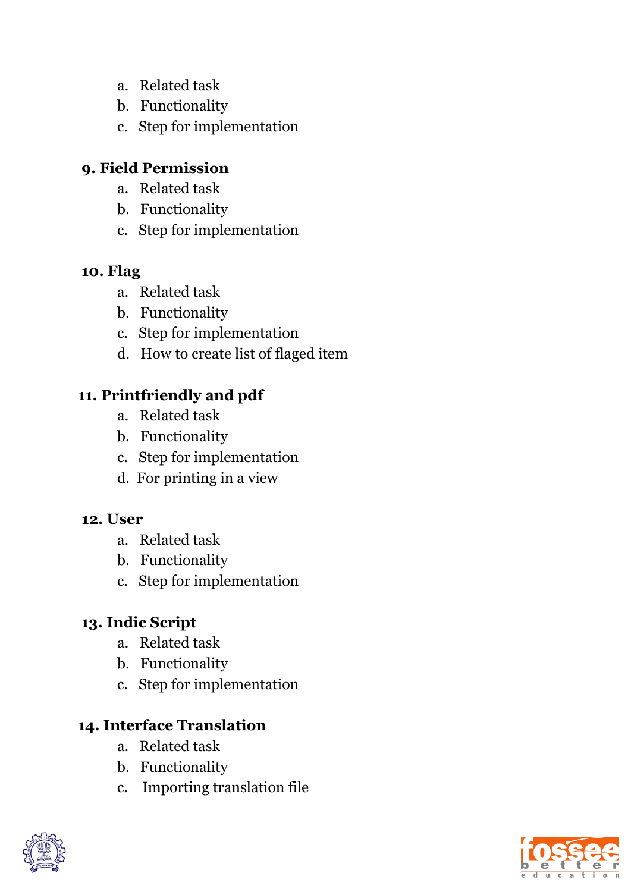a. Related task
b. Functionality
c. Step for implementation

**9. Field Permission**

a. Related task
b. Functionality
c. Step for implementation

**10. Flag**

a. Related task
b. Functionality
c. Step for implementation
d. How to create list of flaged item

**11. Printfriendly and pdf**

a. Related task
b. Functionality
c. Step for implementation
d. For printing in a view

**12. User**

a. Related task
b. Functionality
c. Step for implementation

**13. Indic Script**

a. Related task
b. Functionality
c. Step for implementation

**14. Interface Translation**

a. Related task
b. Functionality
c. Importing translation file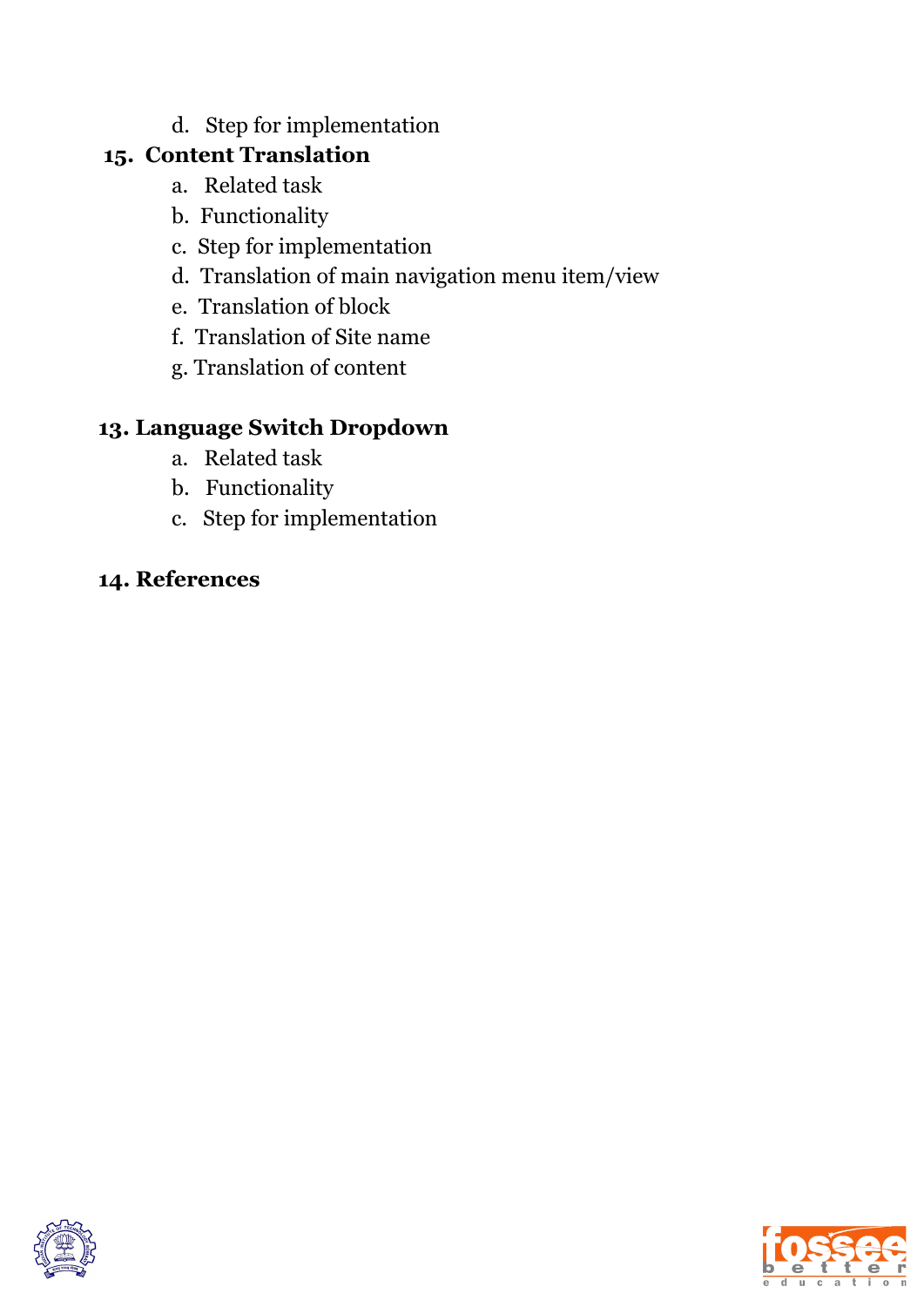d. Step for implementation

**15. Content Translation**

  a. Related task
  b. Functionality
  c. Step for implementation
  d. Translation of main navigation menu item/view
  e. Translation of block
  f. Translation of Site name
  g. Translation of content

**13. Language Switch Dropdown**

  a. Related task
  b. Functionality
  c. Step for implementation

**14. References**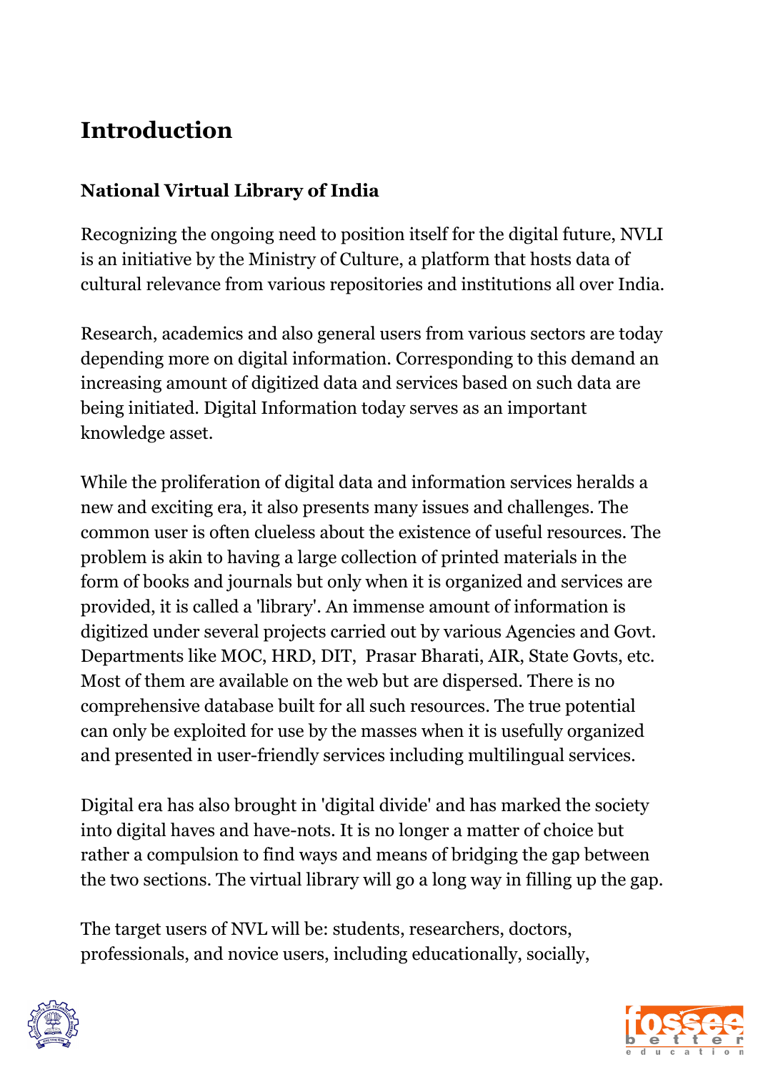# Introduction

## National Virtual Library of India

Recognizing the ongoing need to position itself for the digital future, NVLI is an initiative by the Ministry of Culture, a platform that hosts data of cultural relevance from various repositories and institutions all over India.

Research, academics and also general users from various sectors are today depending more on digital information. Corresponding to this demand an increasing amount of digitized data and services based on such data are being initiated. Digital Information today serves as an important knowledge asset.

While the proliferation of digital data and information services heralds a new and exciting era, it also presents many issues and challenges. The common user is often clueless about the existence of useful resources. The problem is akin to having a large collection of printed materials in the form of books and journals but only when it is organized and services are provided, it is called a 'library'. An immense amount of information is digitized under several projects carried out by various Agencies and Govt. Departments like MOC, HRD, DIT, Prasar Bharati, AIR, State Govts, etc. Most of them are available on the web but are dispersed. There is no comprehensive database built for all such resources. The true potential can only be exploited for use by the masses when it is usefully organized and presented in user-friendly services including multilingual services.

Digital era has also brought in 'digital divide' and has marked the society into digital haves and have-nots. It is no longer a matter of choice but rather a compulsion to find ways and means of bridging the gap between the two sections. The virtual library will go a long way in filling up the gap.

The target users of NVL will be: students, researchers, doctors, professionals, and novice users, including educationally, socially,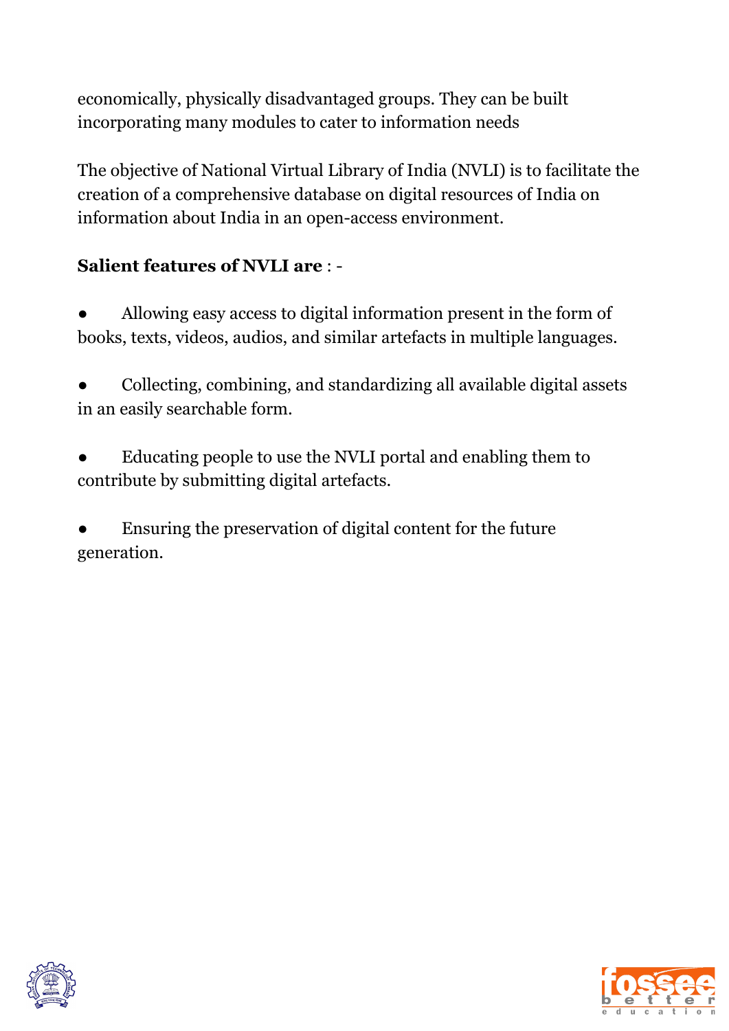economically, physically disadvantaged groups. They can be built incorporating many modules to cater to information needs

The objective of National Virtual Library of India (NVLI) is to facilitate the creation of a comprehensive database on digital resources of India on information about India in an open-access environment.

**Salient features of NVLI are** : -

- Allowing easy access to digital information present in the form of books, texts, videos, audios, and similar artefacts in multiple languages.

- Collecting, combining, and standardizing all available digital assets in an easily searchable form.

- Educating people to use the NVLI portal and enabling them to contribute by submitting digital artefacts.

- Ensuring the preservation of digital content for the future generation.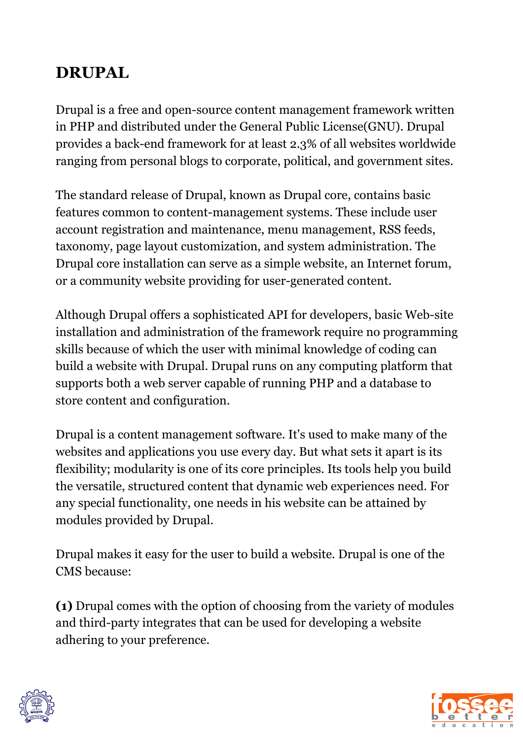# DRUPAL

Drupal is a free and open-source content management framework written in PHP and distributed under the General Public License(GNU). Drupal provides a back-end framework for at least 2.3% of all websites worldwide ranging from personal blogs to corporate, political, and government sites.

The standard release of Drupal, known as Drupal core, contains basic features common to content-management systems. These include user account registration and maintenance, menu management, RSS feeds, taxonomy, page layout customization, and system administration. The Drupal core installation can serve as a simple website, an Internet forum, or a community website providing for user-generated content.

Although Drupal offers a sophisticated API for developers, basic Web-site installation and administration of the framework require no programming skills because of which the user with minimal knowledge of coding can build a website with Drupal. Drupal runs on any computing platform that supports both a web server capable of running PHP and a database to store content and configuration.

Drupal is a content management software. It's used to make many of the websites and applications you use every day. But what sets it apart is its flexibility; modularity is one of its core principles. Its tools help you build the versatile, structured content that dynamic web experiences need. For any special functionality, one needs in his website can be attained by modules provided by Drupal.

Drupal makes it easy for the user to build a website. Drupal is one of the CMS because:

**(1)** Drupal comes with the option of choosing from the variety of modules and third-party integrates that can be used for developing a website adhering to your preference.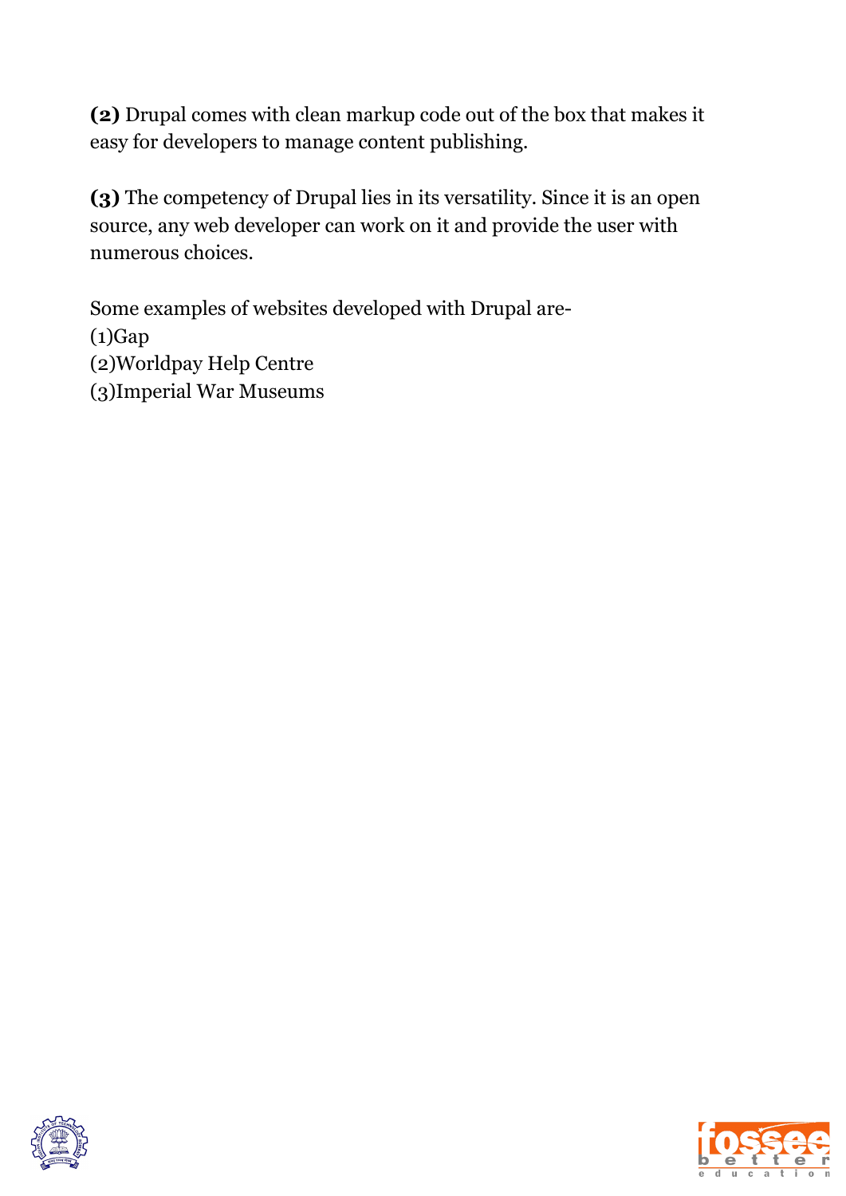**(2)** Drupal comes with clean markup code out of the box that makes it easy for developers to manage content publishing.

**(3)** The competency of Drupal lies in its versatility. Since it is an open source, any web developer can work on it and provide the user with numerous choices.

Some examples of websites developed with Drupal are-
(1)Gap
(2)Worldpay Help Centre
(3)Imperial War Museums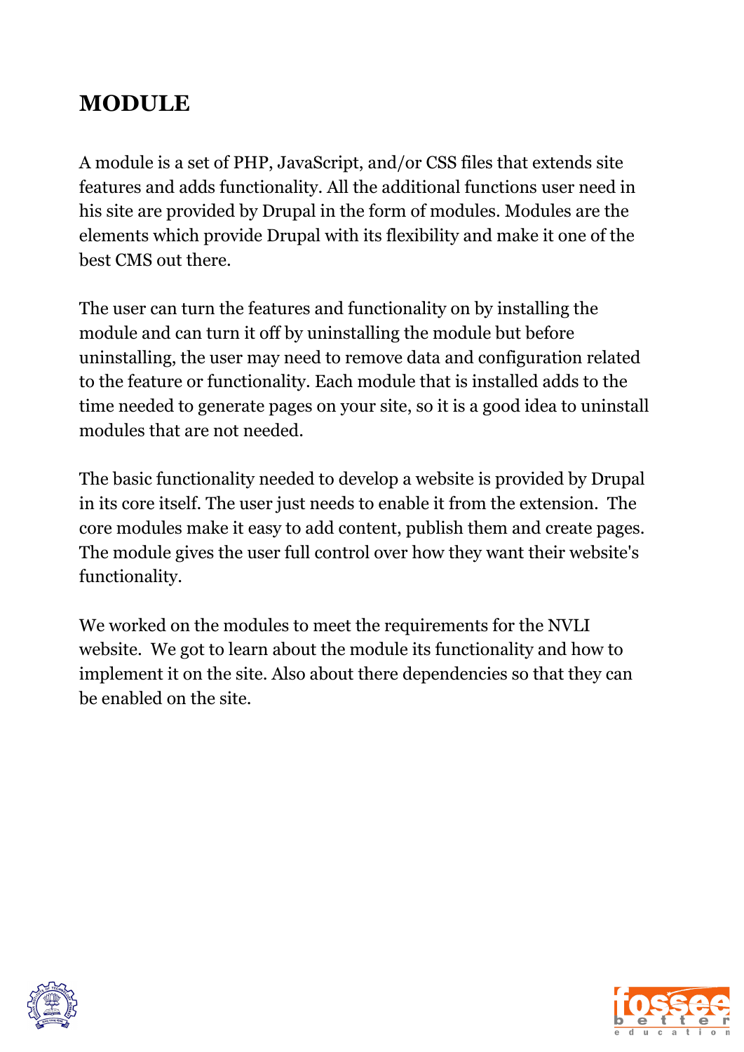# MODULE

A module is a set of PHP, JavaScript, and/or CSS files that extends site features and adds functionality. All the additional functions user need in his site are provided by Drupal in the form of modules. Modules are the elements which provide Drupal with its flexibility and make it one of the best CMS out there.

The user can turn the features and functionality on by installing the module and can turn it off by uninstalling the module but before uninstalling, the user may need to remove data and configuration related to the feature or functionality. Each module that is installed adds to the time needed to generate pages on your site, so it is a good idea to uninstall modules that are not needed.

The basic functionality needed to develop a website is provided by Drupal in its core itself. The user just needs to enable it from the extension. The core modules make it easy to add content, publish them and create pages. The module gives the user full control over how they want their website's functionality.

We worked on the modules to meet the requirements for the NVLI website. We got to learn about the module its functionality and how to implement it on the site. Also about there dependencies so that they can be enabled on the site.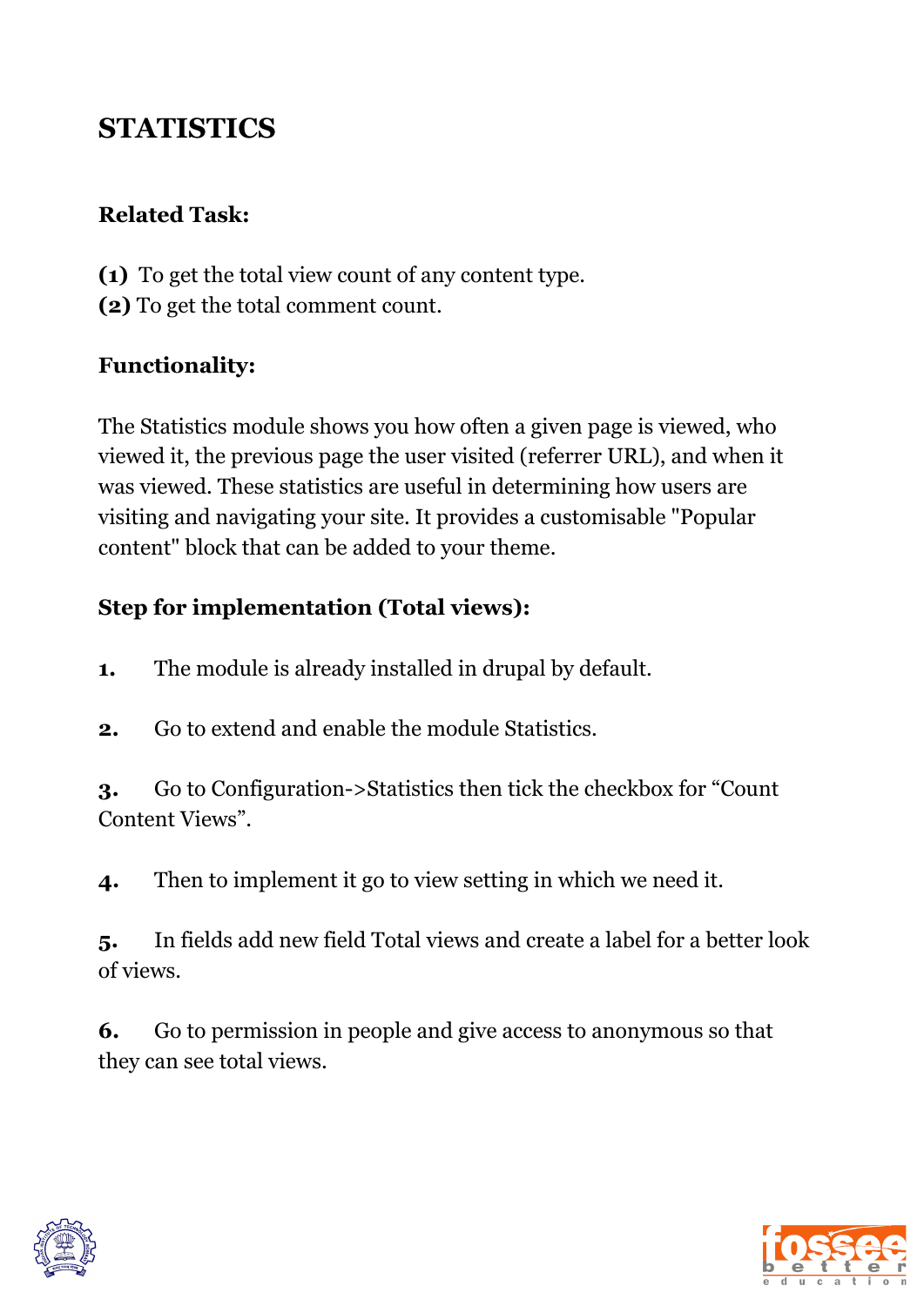# STATISTICS

**Related Task:**

**(1)** To get the total view count of any content type.
**(2)** To get the total comment count.

**Functionality:**

The Statistics module shows you how often a given page is viewed, who viewed it, the previous page the user visited (referrer URL), and when it was viewed. These statistics are useful in determining how users are visiting and navigating your site. It provides a customisable "Popular content" block that can be added to your theme.

**Step for implementation (Total views):**

**1.** The module is already installed in drupal by default.

**2.** Go to extend and enable the module Statistics.

**3.** Go to Configuration->Statistics then tick the checkbox for “Count Content Views”.

**4.** Then to implement it go to view setting in which we need it.

**5.** In fields add new field Total views and create a label for a better look of views.

**6.** Go to permission in people and give access to anonymous so that they can see total views.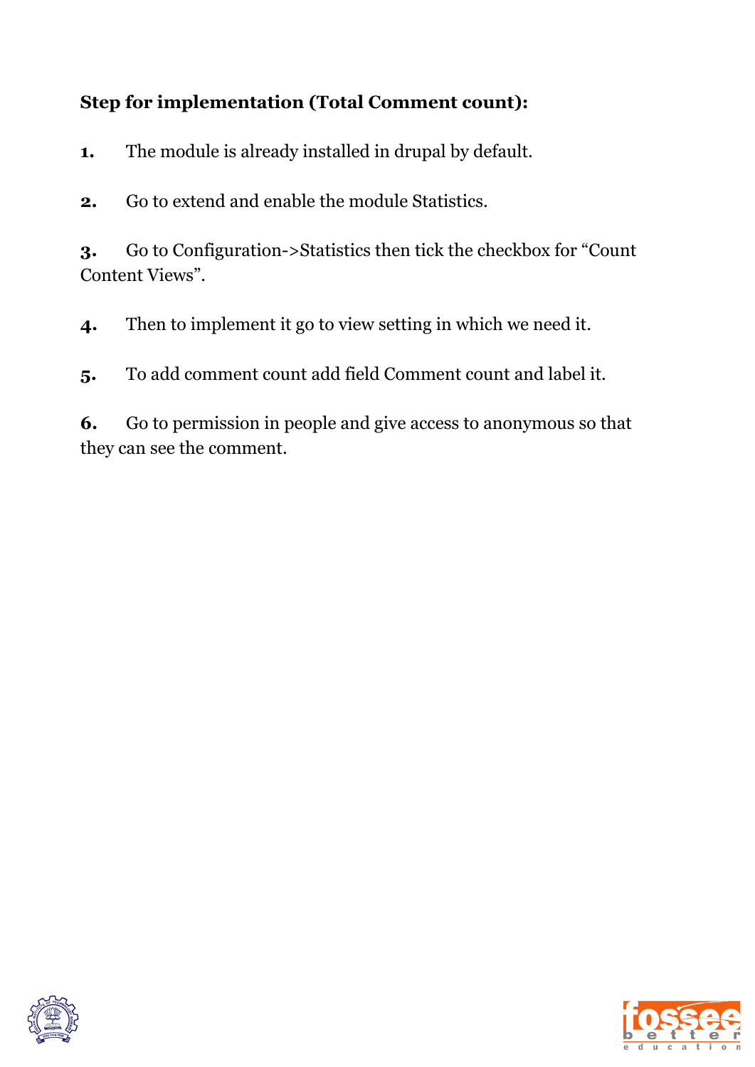**Step for implementation (Total Comment count):**

1. The module is already installed in drupal by default.

2. Go to extend and enable the module Statistics.

3. Go to Configuration->Statistics then tick the checkbox for "Count Content Views".

4. Then to implement it go to view setting in which we need it.

5. To add comment count add field Comment count and label it.

6. Go to permission in people and give access to anonymous so that they can see the comment.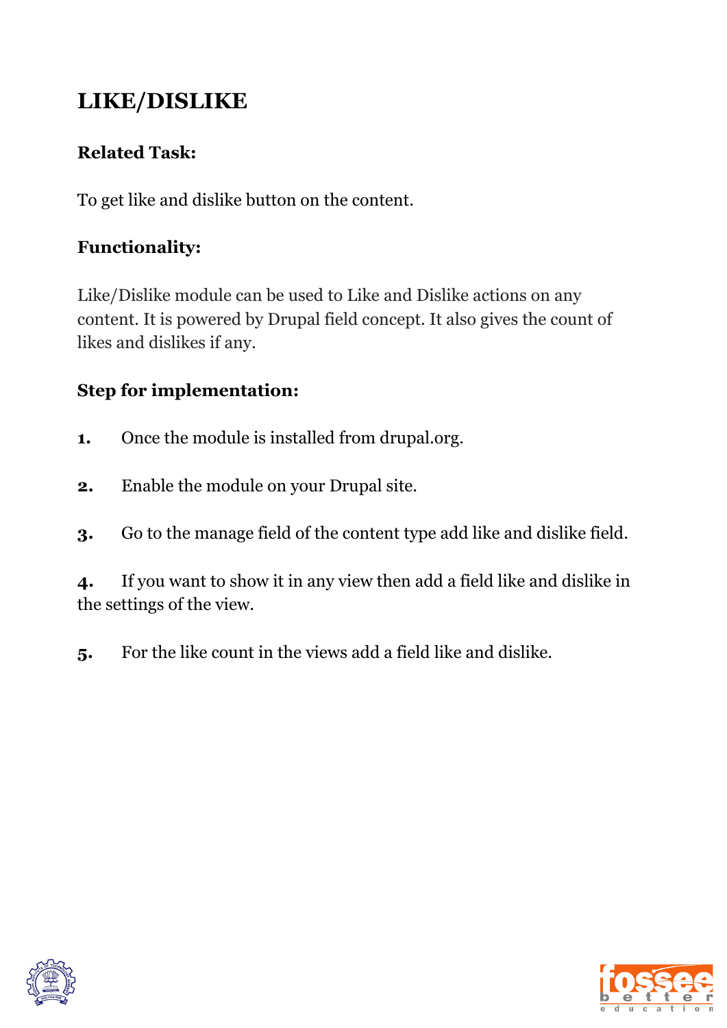# LIKE/DISLIKE

### Related Task:

To get like and dislike button on the content.

### Functionality:

Like/Dislike module can be used to Like and Dislike actions on any content. It is powered by Drupal field concept. It also gives the count of likes and dislikes if any.

### Step for implementation:

1. Once the module is installed from drupal.org.
2. Enable the module on your Drupal site.
3. Go to the manage field of the content type add like and dislike field.
4. If you want to show it in any view then add a field like and dislike in the settings of the view.
5. For the like count in the views add a field like and dislike.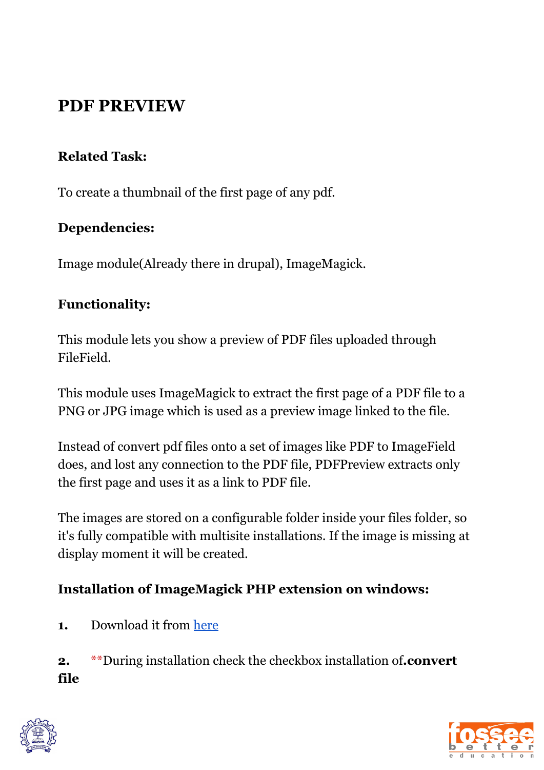# PDF PREVIEW

**Related Task:**

To create a thumbnail of the first page of any pdf.

**Dependencies:**

Image module(Already there in drupal), ImageMagick.

**Functionality:**

This module lets you show a preview of PDF files uploaded through FileField.

This module uses ImageMagick to extract the first page of a PDF file to a PNG or JPG image which is used as a preview image linked to the file.

Instead of convert pdf files onto a set of images like PDF to ImageField does, and lost any connection to the PDF file, PDFPreview extracts only the first page and uses it as a link to PDF file.

The images are stored on a configurable folder inside your files folder, so it's fully compatible with multisite installations. If the image is missing at display moment it will be created.

**Installation of ImageMagick PHP extension on windows:**

1. Download it from here

2. **During installation check the checkbox installation of **.convert file**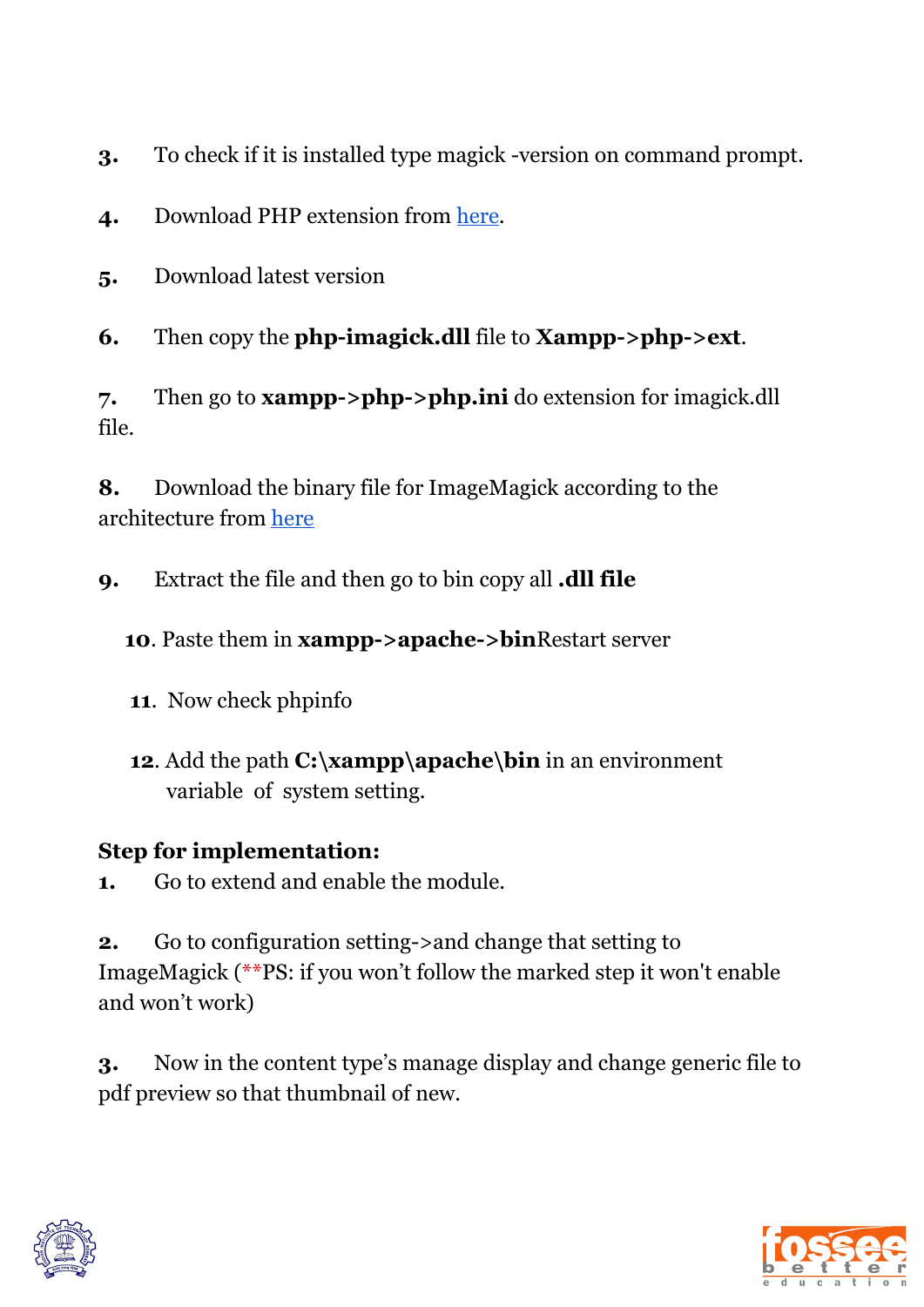3. To check if it is installed type magick -version on command prompt.

4. Download PHP extension from here.

5. Download latest version

6. Then copy the **php-imagick.dll** file to **Xampp->php->ext**.

7. Then go to **xampp->php->php.ini** do extension for imagick.dll file.

8. Download the binary file for ImageMagick according to the architecture from here

9. Extract the file and then go to bin copy all **.dll file**

10. Paste them in **xampp->apache->bin**Restart server

11. Now check phpinfo

12. Add the path **C:\xampp\apache\bin** in an environment variable of system setting.

**Step for implementation:**

1. Go to extend and enable the module.

2. Go to configuration setting->and change that setting to ImageMagick (**PS: if you won't follow the marked step it won't enable and won't work)

3. Now in the content type's manage display and change generic file to pdf preview so that thumbnail of new.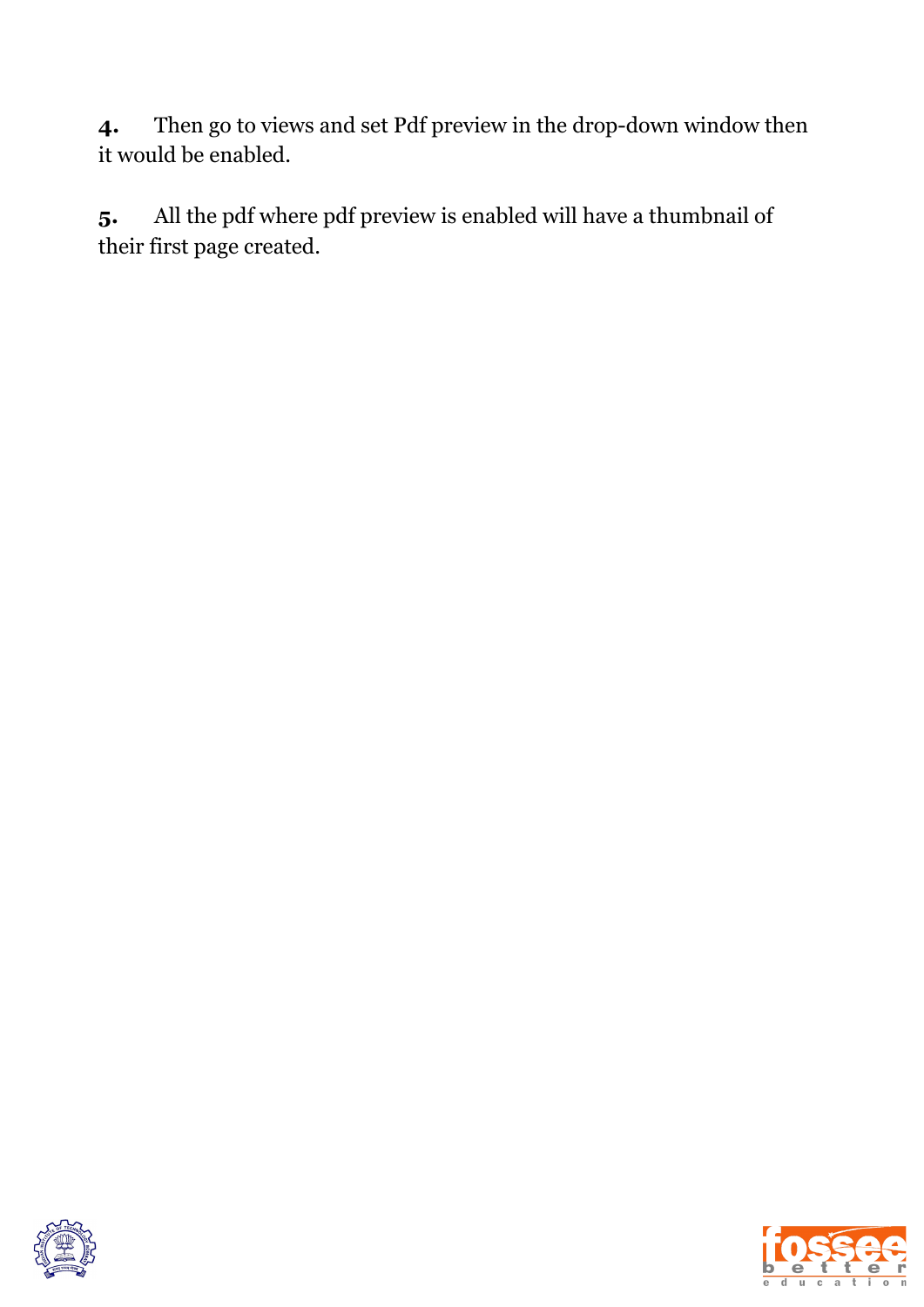**4.** Then go to views and set Pdf preview in the drop-down window then it would be enabled.

**5.** All the pdf where pdf preview is enabled will have a thumbnail of their first page created.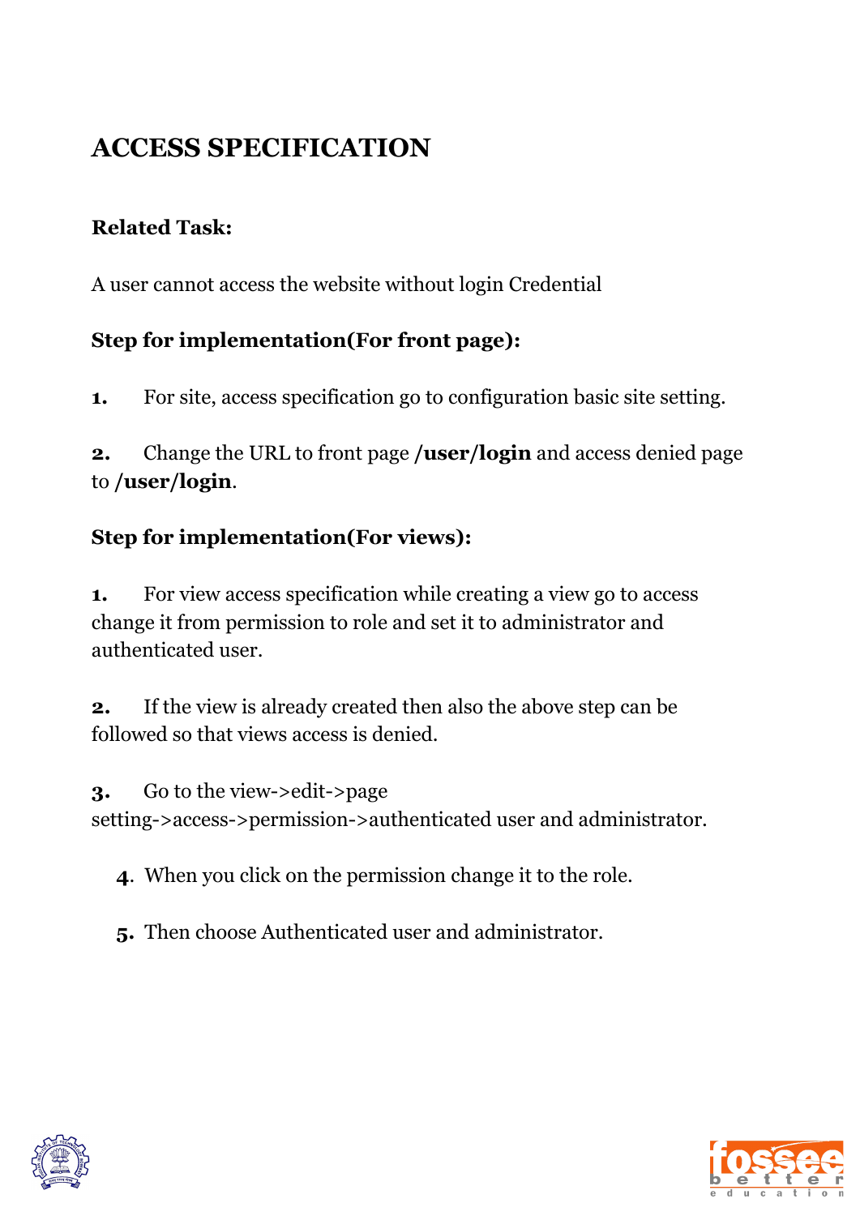# ACCESS SPECIFICATION

**Related Task:**

A user cannot access the website without login Credential

**Step for implementation(For front page):**

1. For site, access specification go to configuration basic site setting.

2. Change the URL to front page **/user/login** and access denied page to **/user/login**.

**Step for implementation(For views):**

1. For view access specification while creating a view go to access change it from permission to role and set it to administrator and authenticated user.

2. If the view is already created then also the above step can be followed so that views access is denied.

3. Go to the view->edit->page setting->access->permission->authenticated user and administrator.

4. When you click on the permission change it to the role.

5. Then choose Authenticated user and administrator.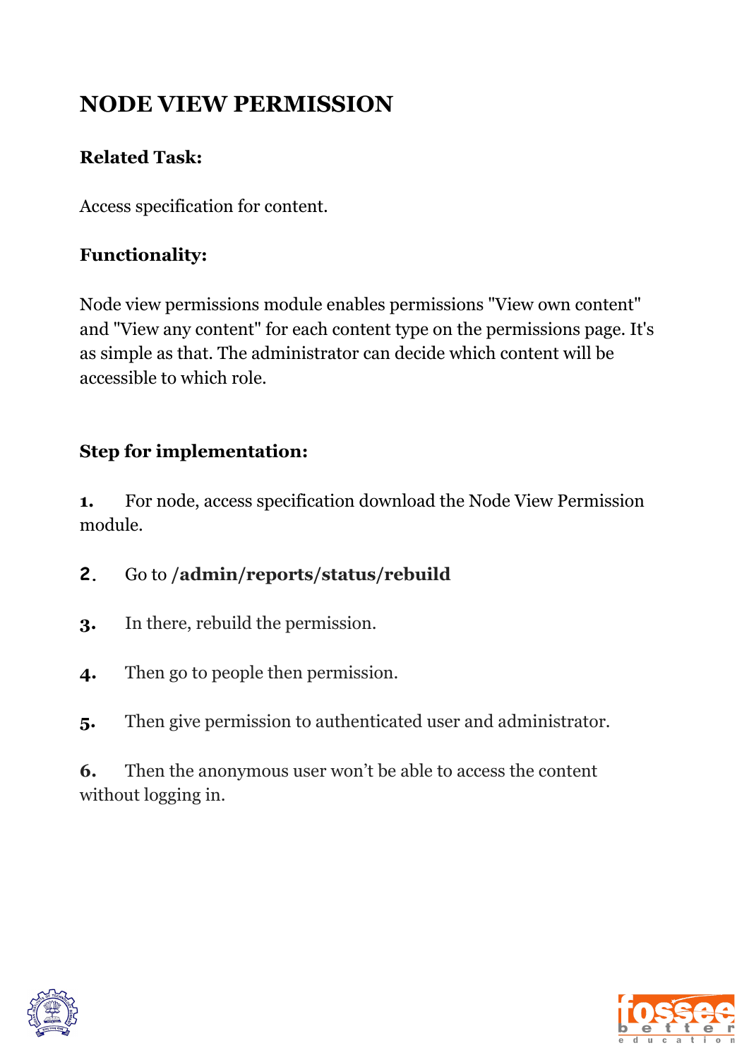# NODE VIEW PERMISSION

**Related Task:**

Access specification for content.

**Functionality:**

Node view permissions module enables permissions "View own content" and "View any content" for each content type on the permissions page. It's as simple as that. The administrator can decide which content will be accessible to which role.

**Step for implementation:**

1. For node, access specification download the Node View Permission module.
2. Go to **/admin/reports/status/rebuild**
3. In there, rebuild the permission.
4. Then go to people then permission.
5. Then give permission to authenticated user and administrator.
6. Then the anonymous user won't be able to access the content without logging in.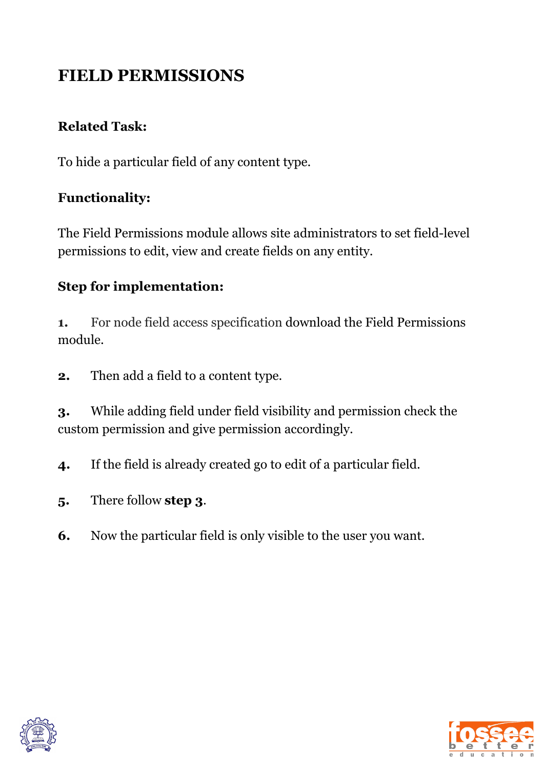# FIELD PERMISSIONS

**Related Task:**

To hide a particular field of any content type.

**Functionality:**

The Field Permissions module allows site administrators to set field-level permissions to edit, view and create fields on any entity.

**Step for implementation:**

**1.** For node field access specification download the Field Permissions module.

**2.** Then add a field to a content type.

**3.** While adding field under field visibility and permission check the custom permission and give permission accordingly.

**4.** If the field is already created go to edit of a particular field.

**5.** There follow **step 3**.

**6.** Now the particular field is only visible to the user you want.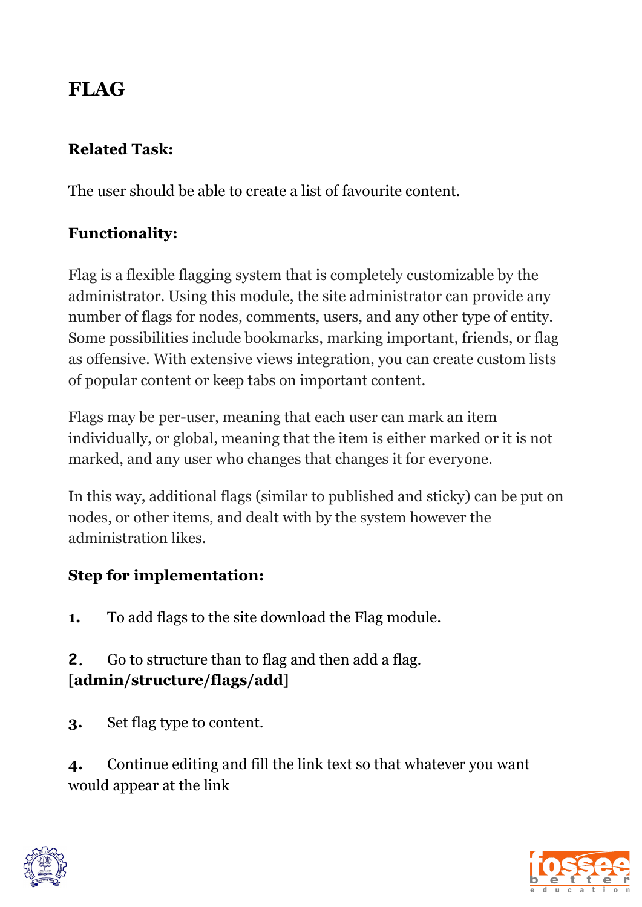# FLAG

**Related Task:**

The user should be able to create a list of favourite content.

**Functionality:**

Flag is a flexible flagging system that is completely customizable by the administrator. Using this module, the site administrator can provide any number of flags for nodes, comments, users, and any other type of entity. Some possibilities include bookmarks, marking important, friends, or flag as offensive. With extensive views integration, you can create custom lists of popular content or keep tabs on important content.

Flags may be per-user, meaning that each user can mark an item individually, or global, meaning that the item is either marked or it is not marked, and any user who changes that changes it for everyone.

In this way, additional flags (similar to published and sticky) can be put on nodes, or other items, and dealt with by the system however the administration likes.

**Step for implementation:**

1. To add flags to the site download the Flag module.

2. Go to structure than to flag and then add a flag. [**admin/structure/flags/add**]

3. Set flag type to content.

4. Continue editing and fill the link text so that whatever you want would appear at the link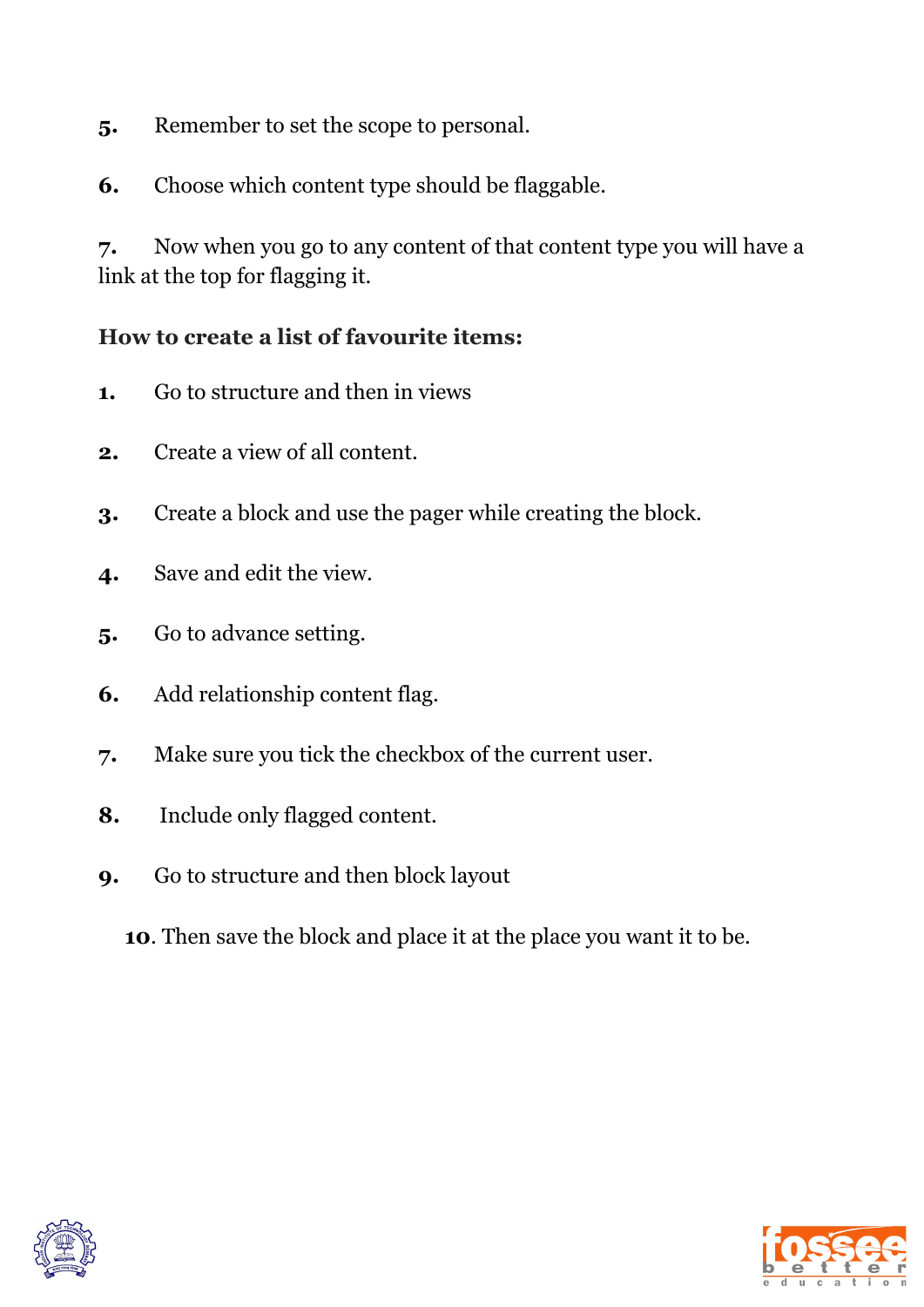5. Remember to set the scope to personal.

6. Choose which content type should be flaggable.

7. Now when you go to any content of that content type you will have a link at the top for flagging it.

**How to create a list of favourite items:**

1. Go to structure and then in views

2. Create a view of all content.

3. Create a block and use the pager while creating the block.

4. Save and edit the view.

5. Go to advance setting.

6. Add relationship content flag.

7. Make sure you tick the checkbox of the current user.

8. Include only flagged content.

9. Go to structure and then block layout

10. Then save the block and place it at the place you want it to be.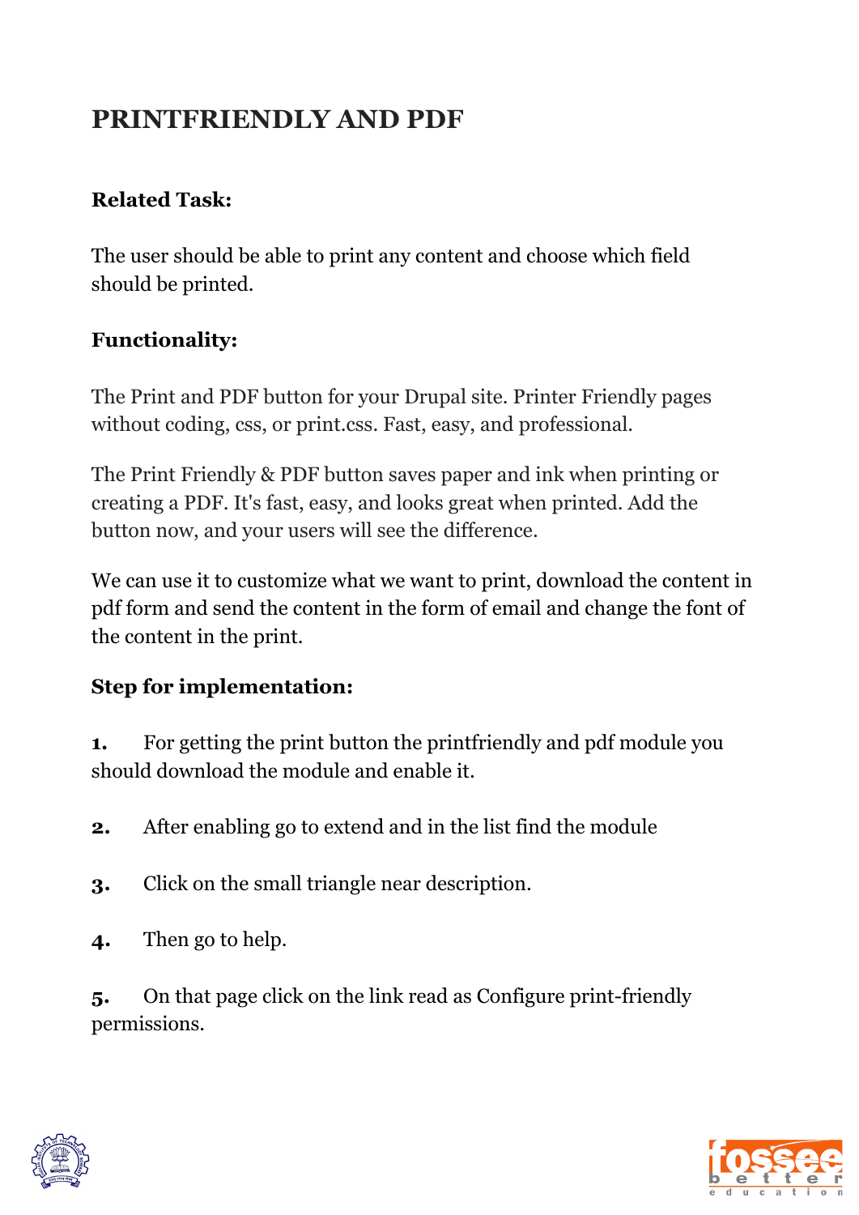# PRINTFRIENDLY AND PDF

**Related Task:**

The user should be able to print any content and choose which field should be printed.

**Functionality:**

The Print and PDF button for your Drupal site. Printer Friendly pages without coding, css, or print.css. Fast, easy, and professional.

The Print Friendly & PDF button saves paper and ink when printing or creating a PDF. It's fast, easy, and looks great when printed. Add the button now, and your users will see the difference.

We can use it to customize what we want to print, download the content in pdf form and send the content in the form of email and change the font of the content in the print.

**Step for implementation:**

**1.** For getting the print button the printfriendly and pdf module you should download the module and enable it.

**2.** After enabling go to extend and in the list find the module

**3.** Click on the small triangle near description.

**4.** Then go to help.

**5.** On that page click on the link read as Configure print-friendly permissions.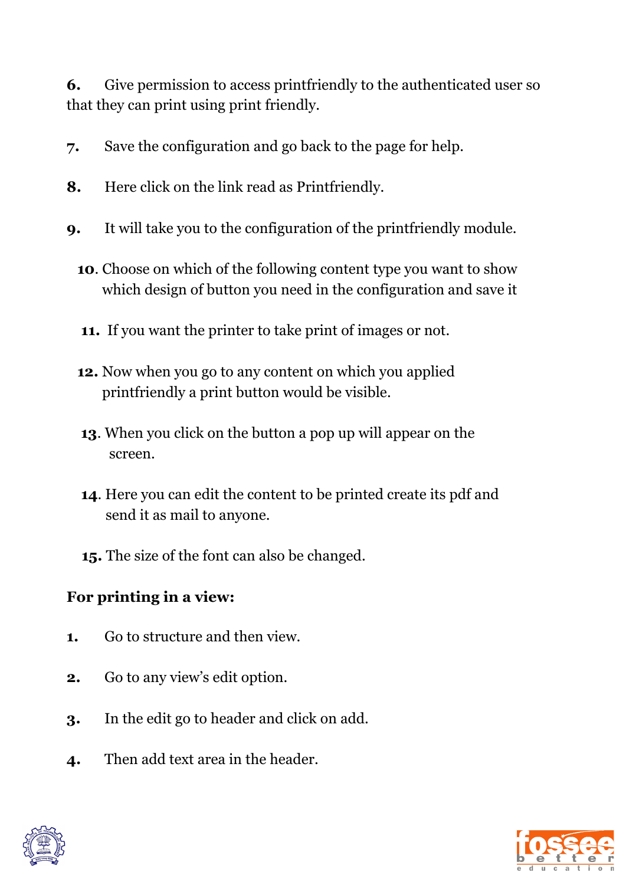6. Give permission to access printfriendly to the authenticated user so that they can print using print friendly.

7. Save the configuration and go back to the page for help.

8. Here click on the link read as Printfriendly.

9. It will take you to the configuration of the printfriendly module.

10. Choose on which of the following content type you want to show which design of button you need in the configuration and save it

11. If you want the printer to take print of images or not.

12. Now when you go to any content on which you applied printfriendly a print button would be visible.

13. When you click on the button a pop up will appear on the screen.

14. Here you can edit the content to be printed create its pdf and send it as mail to anyone.

15. The size of the font can also be changed.

**For printing in a view:**

1. Go to structure and then view.

2. Go to any view's edit option.

3. In the edit go to header and click on add.

4. Then add text area in the header.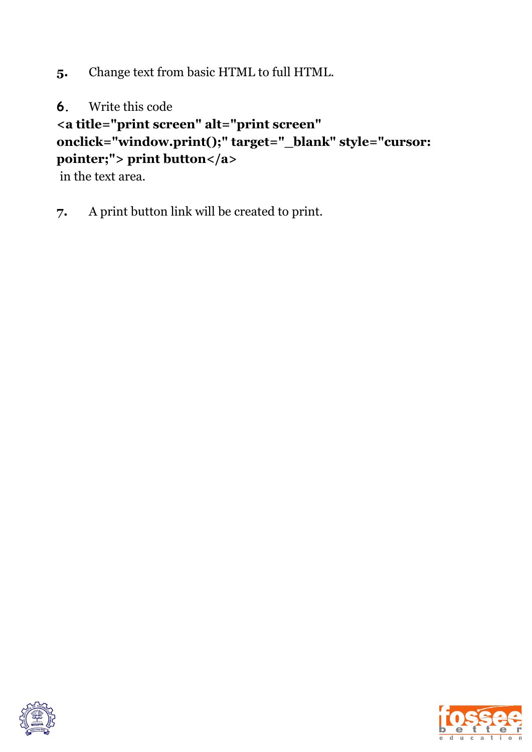5. Change text from basic HTML to full HTML.

6. Write this code
**<a title="print screen" alt="print screen" onclick="window.print();" target="_blank" style="cursor: pointer;"> print button</a>**
in the text area.

7. A print button link will be created to print.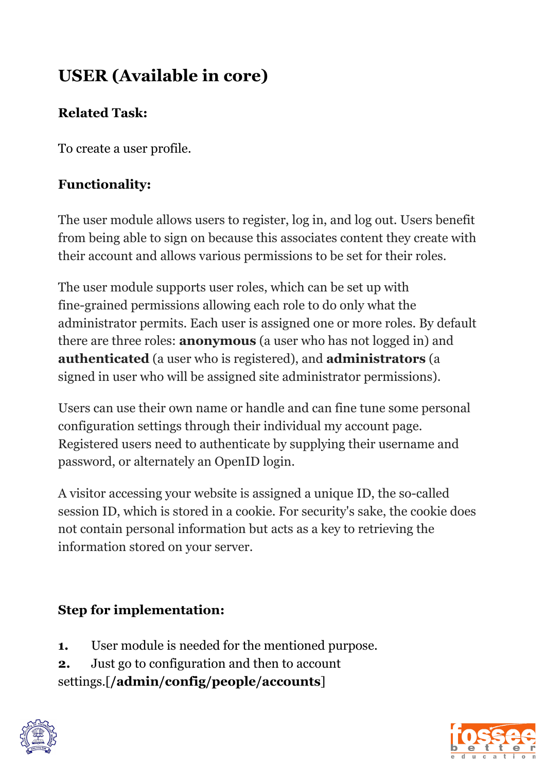# USER (Available in core)

**Related Task:**

To create a user profile.

**Functionality:**

The user module allows users to register, log in, and log out. Users benefit from being able to sign on because this associates content they create with their account and allows various permissions to be set for their roles.

The user module supports user roles, which can be set up with fine-grained permissions allowing each role to do only what the administrator permits. Each user is assigned one or more roles. By default there are three roles: **anonymous** (a user who has not logged in) and **authenticated** (a user who is registered), and **administrators** (a signed in user who will be assigned site administrator permissions).

Users can use their own name or handle and can fine tune some personal configuration settings through their individual my account page. Registered users need to authenticate by supplying their username and password, or alternately an OpenID login.

A visitor accessing your website is assigned a unique ID, the so-called session ID, which is stored in a cookie. For security's sake, the cookie does not contain personal information but acts as a key to retrieving the information stored on your server.

**Step for implementation:**

1. User module is needed for the mentioned purpose.
2. Just go to configuration and then to account settings.[**/admin/config/people/accounts**]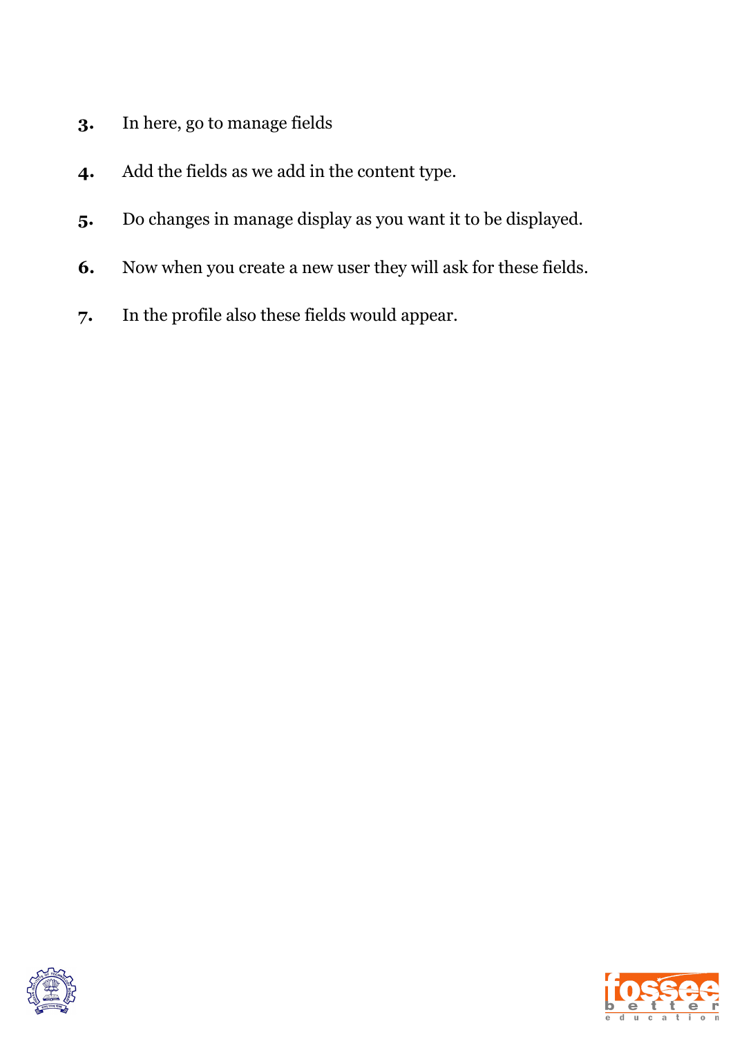3. In here, go to manage fields

4. Add the fields as we add in the content type.

5. Do changes in manage display as you want it to be displayed.

6. Now when you create a new user they will ask for these fields.

7. In the profile also these fields would appear.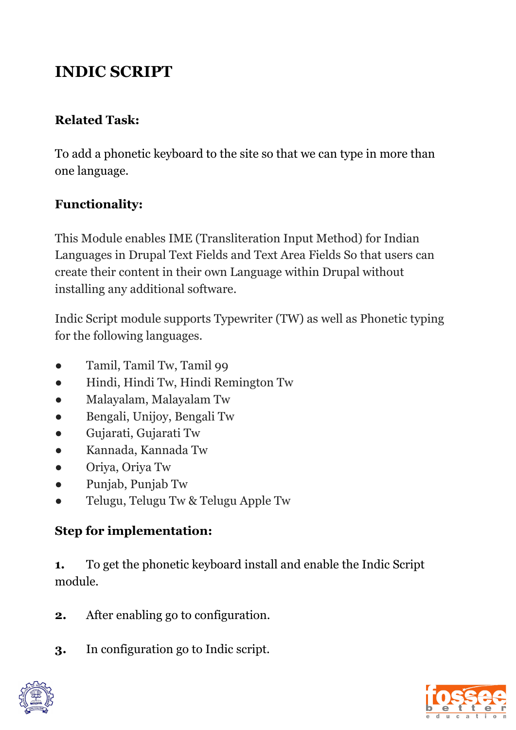# INDIC SCRIPT

**Related Task:**

To add a phonetic keyboard to the site so that we can type in more than one language.

**Functionality:**

This Module enables IME (Transliteration Input Method) for Indian Languages in Drupal Text Fields and Text Area Fields So that users can create their content in their own Language within Drupal without installing any additional software.

Indic Script module supports Typewriter (TW) as well as Phonetic typing for the following languages.

- Tamil, Tamil Tw, Tamil 99
- Hindi, Hindi Tw, Hindi Remington Tw
- Malayalam, Malayalam Tw
- Bengali, Unijoy, Bengali Tw
- Gujarati, Gujarati Tw
- Kannada, Kannada Tw
- Oriya, Oriya Tw
- Punjab, Punjab Tw
- Telugu, Telugu Tw & Telugu Apple Tw

**Step for implementation:**

1. To get the phonetic keyboard install and enable the Indic Script module.

2. After enabling go to configuration.

3. In configuration go to Indic script.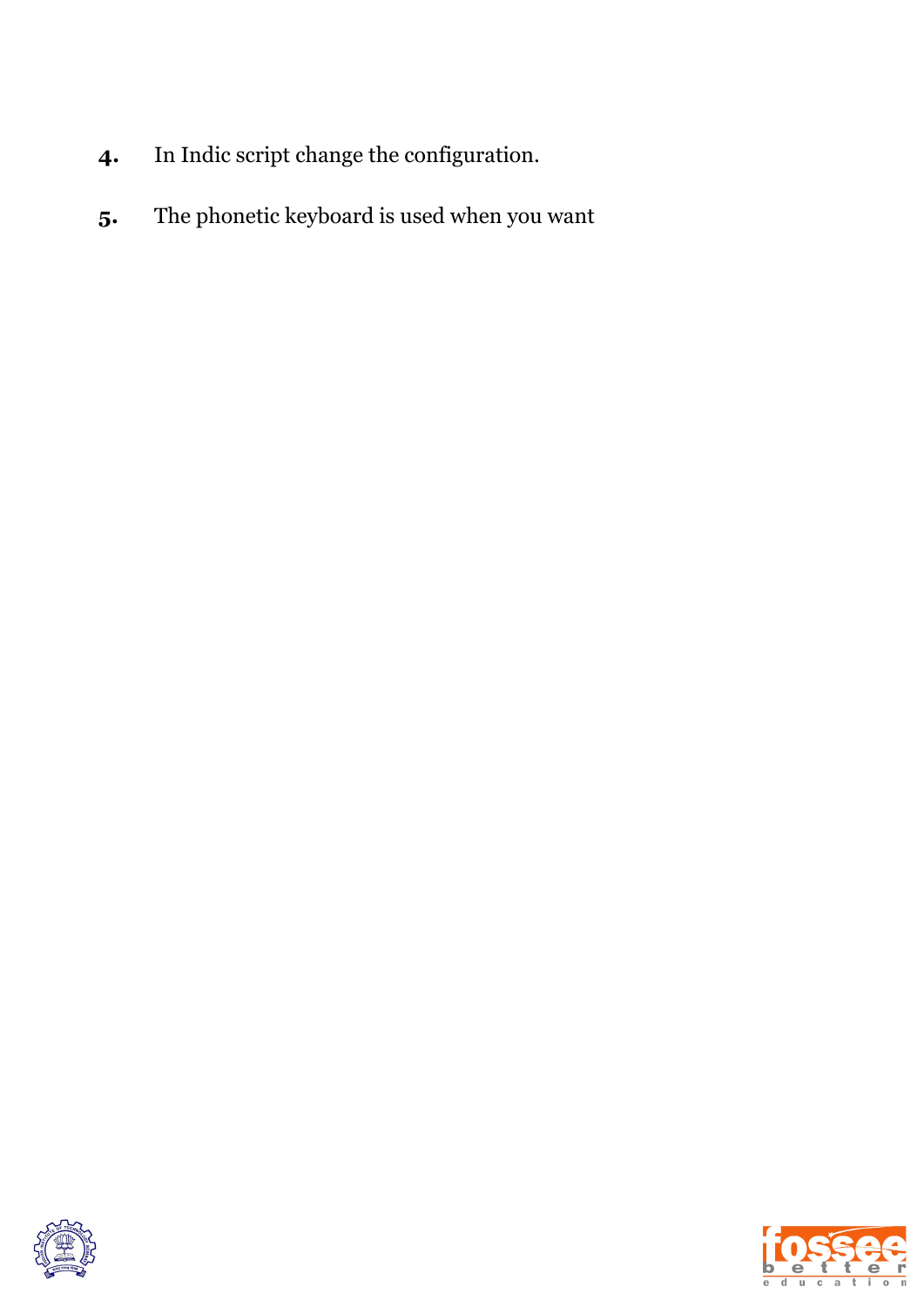4. In Indic script change the configuration.

5. The phonetic keyboard is used when you want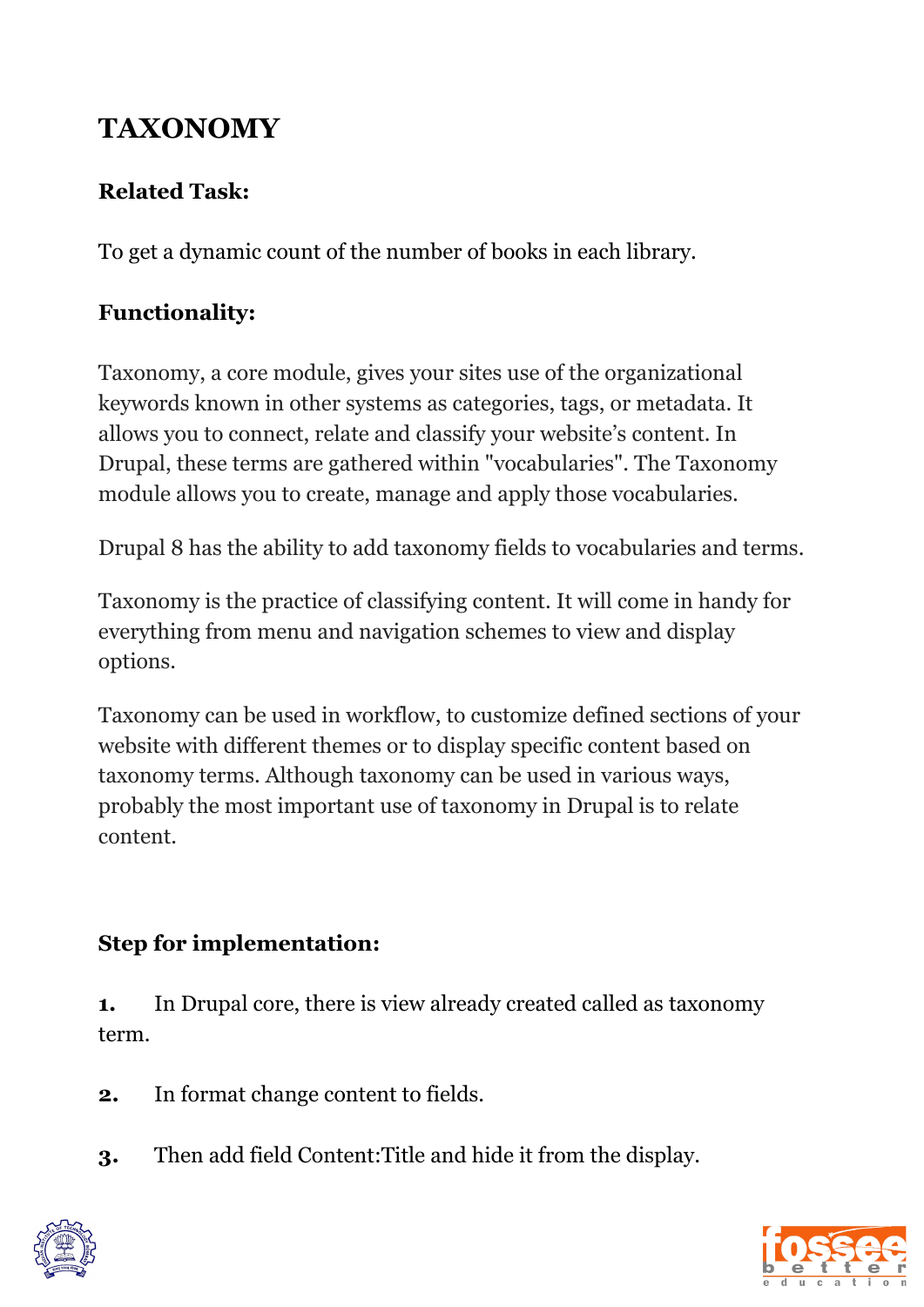# TAXONOMY

**Related Task:**

To get a dynamic count of the number of books in each library.

**Functionality:**

Taxonomy, a core module, gives your sites use of the organizational keywords known in other systems as categories, tags, or metadata. It allows you to connect, relate and classify your website's content. In Drupal, these terms are gathered within "vocabularies". The Taxonomy module allows you to create, manage and apply those vocabularies.

Drupal 8 has the ability to add taxonomy fields to vocabularies and terms.

Taxonomy is the practice of classifying content. It will come in handy for everything from menu and navigation schemes to view and display options.

Taxonomy can be used in workflow, to customize defined sections of your website with different themes or to display specific content based on taxonomy terms. Although taxonomy can be used in various ways, probably the most important use of taxonomy in Drupal is to relate content.

**Step for implementation:**

**1.** In Drupal core, there is view already created called as taxonomy term.

**2.** In format change content to fields.

**3.** Then add field Content:Title and hide it from the display.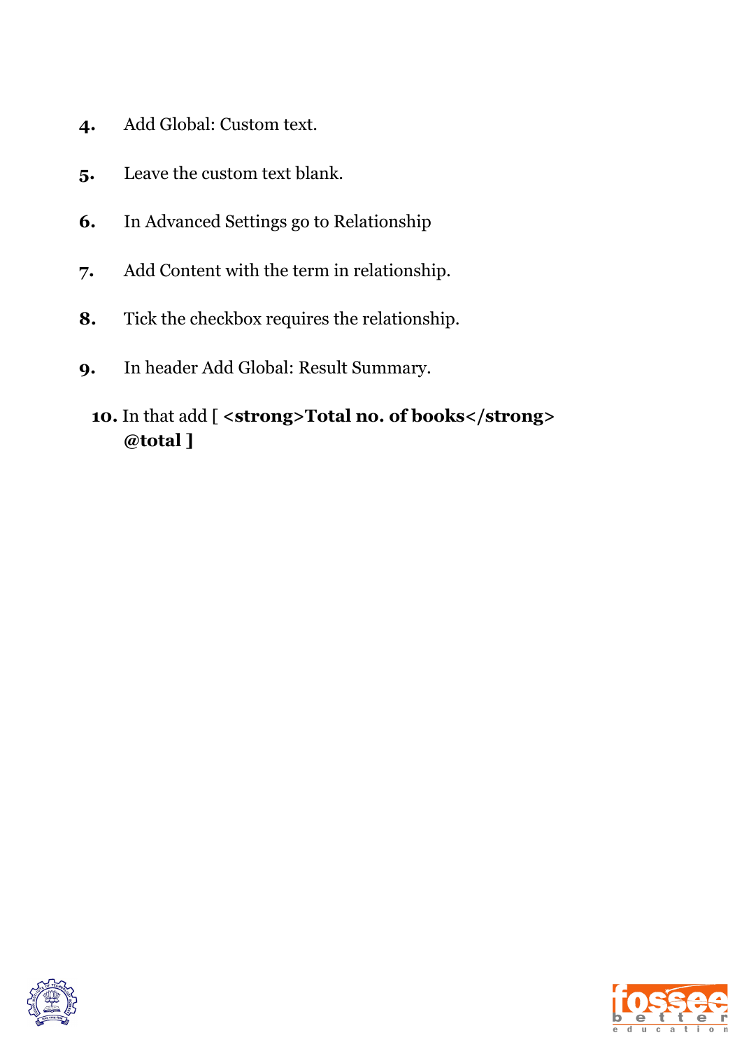4. Add Global: Custom text.

5. Leave the custom text blank.

6. In Advanced Settings go to Relationship

7. Add Content with the term in relationship.

8. Tick the checkbox requires the relationship.

9. In header Add Global: Result Summary.

10. In that add [ **<strong>Total no. of books</strong> @total ]**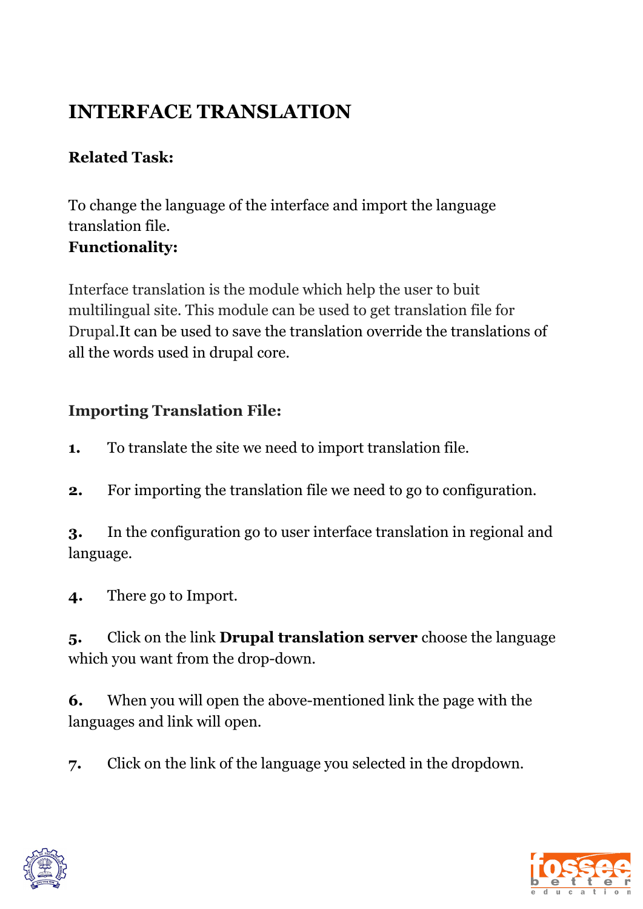# INTERFACE TRANSLATION

**Related Task:**

To change the language of the interface and import the language translation file.

**Functionality:**

Interface translation is the module which help the user to buit multilingual site. This module can be used to get translation file for Drupal.It can be used to save the translation override the translations of all the words used in drupal core.

**Importing Translation File:**

1. To translate the site we need to import translation file.

2. For importing the translation file we need to go to configuration.

3. In the configuration go to user interface translation in regional and language.

4. There go to Import.

5. Click on the link **Drupal translation server** choose the language which you want from the drop-down.

6. When you will open the above-mentioned link the page with the languages and link will open.

7. Click on the link of the language you selected in the dropdown.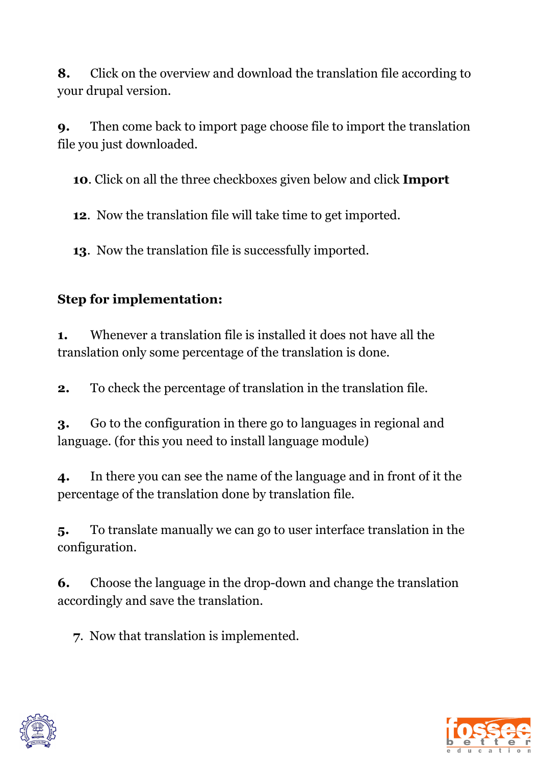**8.** Click on the overview and download the translation file according to your drupal version.

**9.** Then come back to import page choose file to import the translation file you just downloaded.

**10**. Click on all the three checkboxes given below and click **Import**

**12**. Now the translation file will take time to get imported.

**13**. Now the translation file is successfully imported.

### Step for implementation:

**1.** Whenever a translation file is installed it does not have all the translation only some percentage of the translation is done.

**2.** To check the percentage of translation in the translation file.

**3.** Go to the configuration in there go to languages in regional and language. (for this you need to install language module)

**4.** In there you can see the name of the language and in front of it the percentage of the translation done by translation file.

**5.** To translate manually we can go to user interface translation in the configuration.

**6.** Choose the language in the drop-down and change the translation accordingly and save the translation.

7. Now that translation is implemented.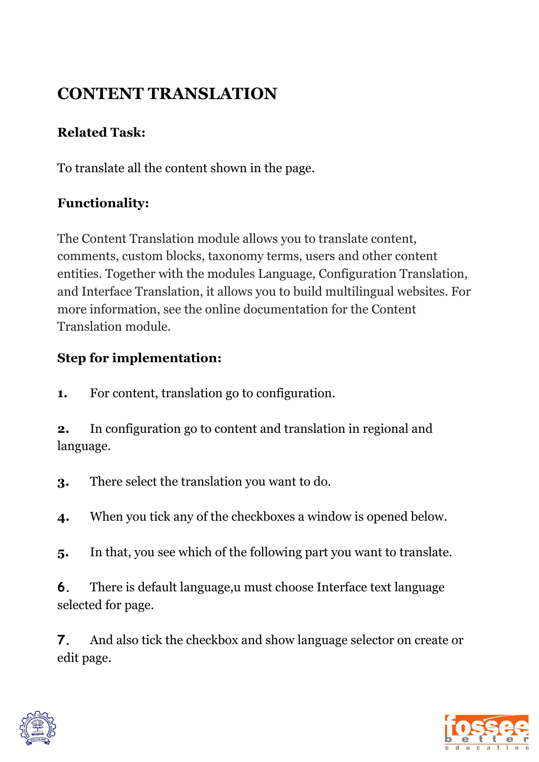# CONTENT TRANSLATION

**Related Task:**

To translate all the content shown in the page.

**Functionality:**

The Content Translation module allows you to translate content, comments, custom blocks, taxonomy terms, users and other content entities. Together with the modules Language, Configuration Translation, and Interface Translation, it allows you to build multilingual websites. For more information, see the online documentation for the Content Translation module.

**Step for implementation:**

1. For content, translation go to configuration.

2. In configuration go to content and translation in regional and language.

3. There select the translation you want to do.

4. When you tick any of the checkboxes a window is opened below.

5. In that, you see which of the following part you want to translate.

6. There is default language,u must choose Interface text language selected for page.

7. And also tick the checkbox and show language selector on create or edit page.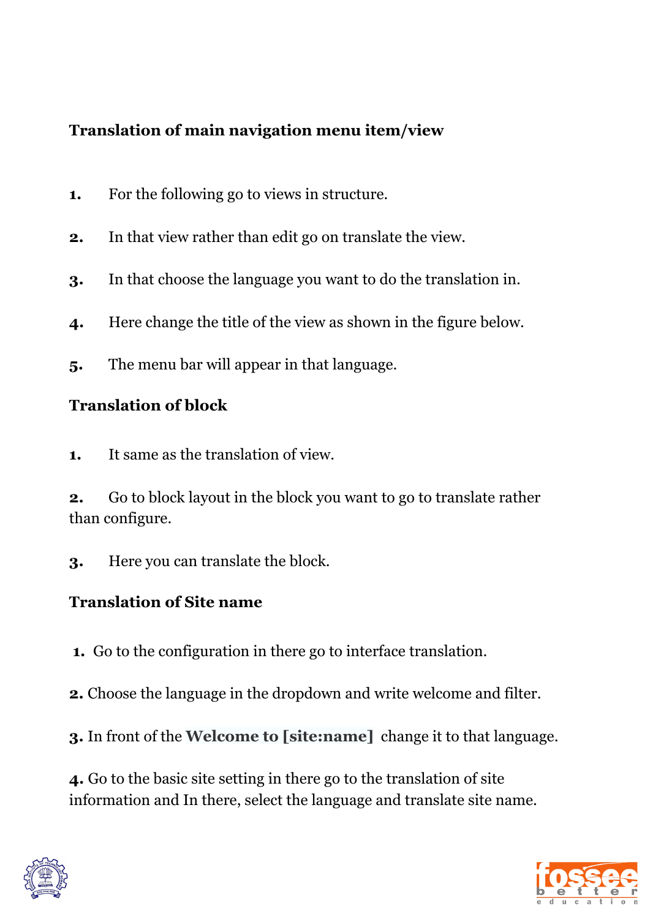**Translation of main navigation menu item/view**

1. For the following go to views in structure.
2. In that view rather than edit go on translate the view.
3. In that choose the language you want to do the translation in.
4. Here change the title of the view as shown in the figure below.
5. The menu bar will appear in that language.

**Translation of block**

1. It same as the translation of view.
2. Go to block layout in the block you want to go to translate rather than configure.
3. Here you can translate the block.

**Translation of Site name**

1. Go to the configuration in there go to interface translation.
2. Choose the language in the dropdown and write welcome and filter.
3. In front of the **Welcome to [site:name]** change it to that language.
4. Go to the basic site setting in there go to the translation of site information and In there, select the language and translate site name.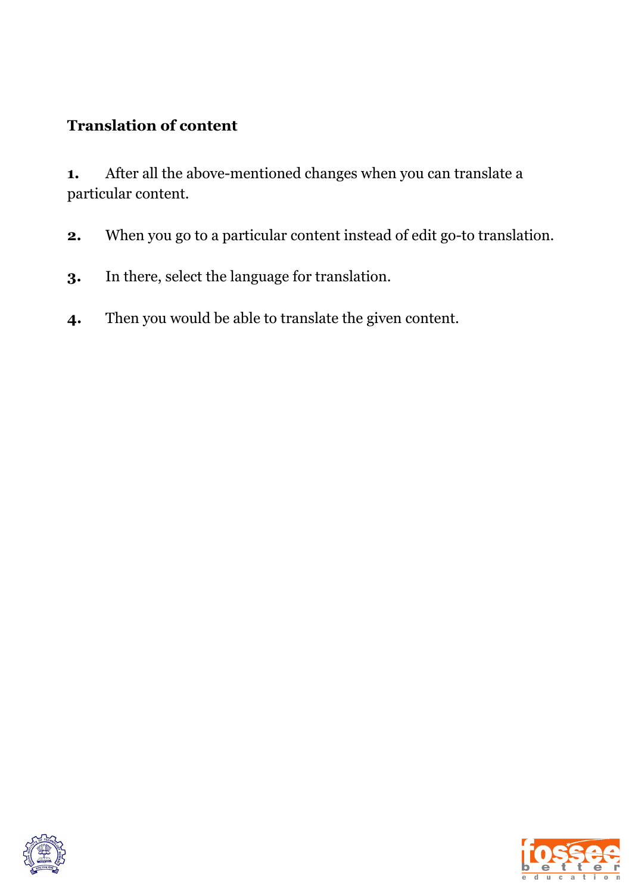**Translation of content**

1. After all the above-mentioned changes when you can translate a particular content.

2. When you go to a particular content instead of edit go-to translation.

3. In there, select the language for translation.

4. Then you would be able to translate the given content.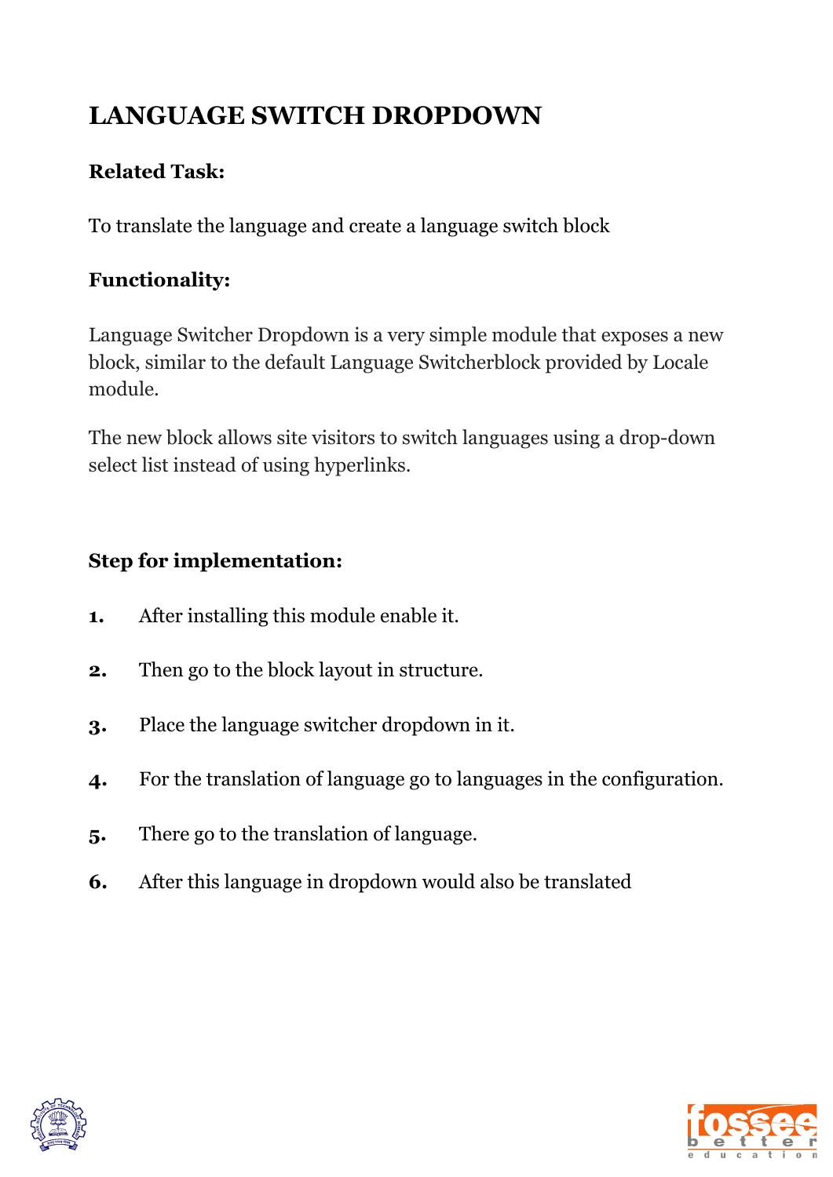# LANGUAGE SWITCH DROPDOWN

**Related Task:**

To translate the language and create a language switch block

**Functionality:**

Language Switcher Dropdown is a very simple module that exposes a new block, similar to the default Language Switcherblock provided by Locale module.

The new block allows site visitors to switch languages using a drop-down select list instead of using hyperlinks.

**Step for implementation:**

1. After installing this module enable it.
2. Then go to the block layout in structure.
3. Place the language switcher dropdown in it.
4. For the translation of language go to languages in the configuration.
5. There go to the translation of language.
6. After this language in dropdown would also be translated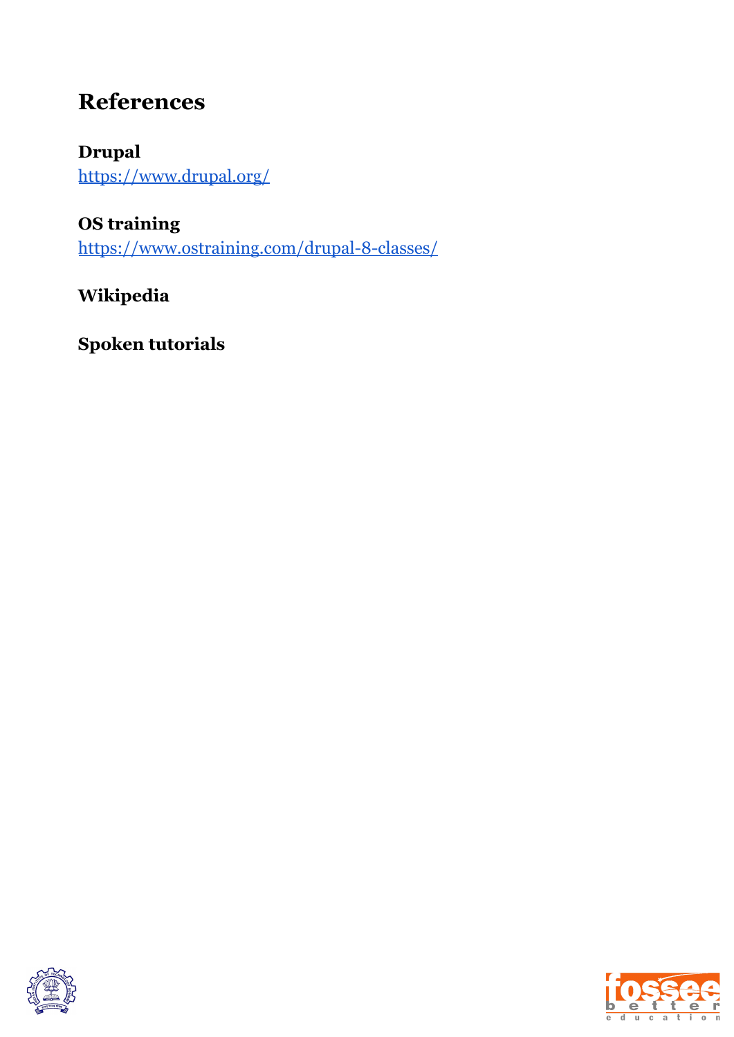# References

**Drupal**
https://www.drupal.org/

**OS training**
https://www.ostraining.com/drupal-8-classes/

**Wikipedia**

**Spoken tutorials**